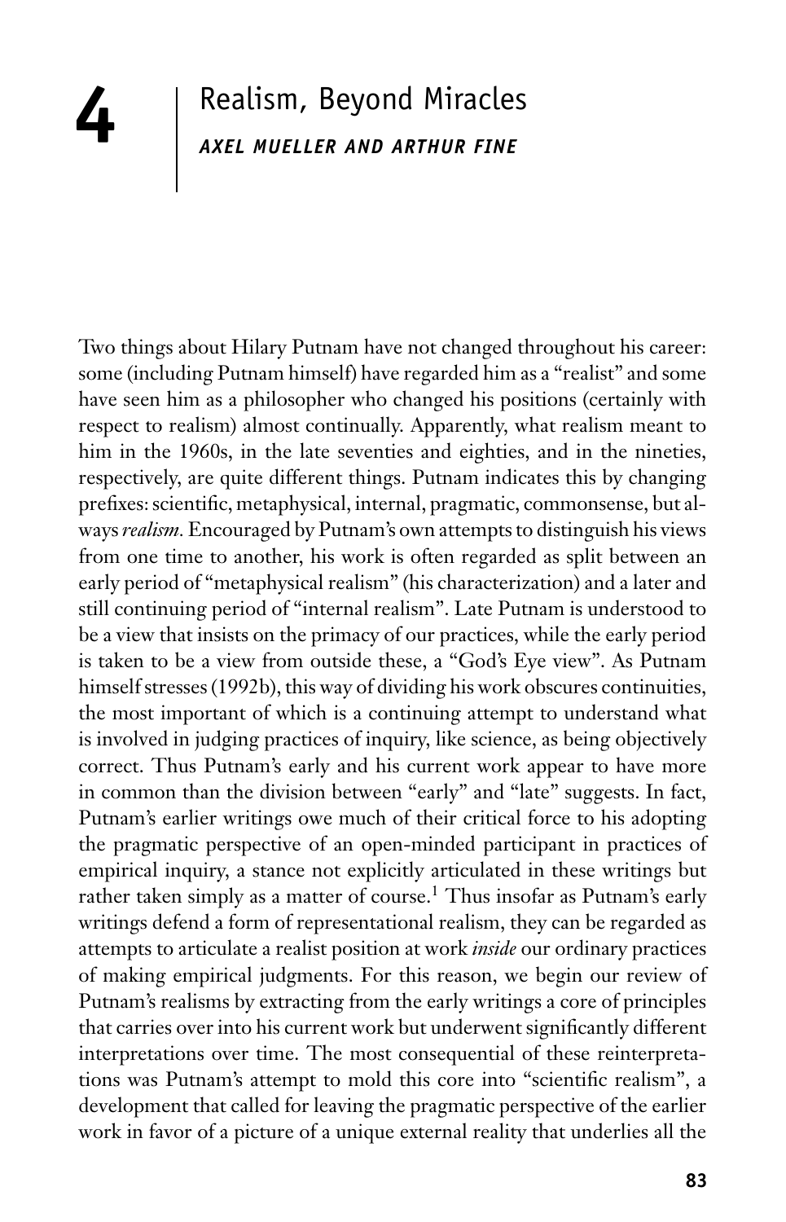# 4 Realism, Beyond Miracles

***AXEL MUELLER AND ARTHUR FINE***

Two things about Hilary Putnam have not changed throughout his career: some (including Putnam himself) have regarded him as a "realist" and some have seen him as a philosopher who changed his positions (certainly with respect to realism) almost continually. Apparently, what realism meant to him in the 1960s, in the late seventies and eighties, and in the nineties, respectively, are quite different things. Putnam indicates this by changing prefixes: scientific, metaphysical, internal, pragmatic, commonsense, but always *realism*. Encouraged by Putnam's own attempts to distinguish his views from one time to another, his work is often regarded as split between an early period of "metaphysical realism" (his characterization) and a later and still continuing period of "internal realism". Late Putnam is understood to be a view that insists on the primacy of our practices, while the early period is taken to be a view from outside these, a "God's Eye view". As Putnam himself stresses (1992b), this way of dividing his work obscures continuities, the most important of which is a continuing attempt to understand what is involved in judging practices of inquiry, like science, as being objectively correct. Thus Putnam's early and his current work appear to have more in common than the division between "early" and "late" suggests. In fact, Putnam's earlier writings owe much of their critical force to his adopting the pragmatic perspective of an open-minded participant in practices of empirical inquiry, a stance not explicitly articulated in these writings but rather taken simply as a matter of course.[1] Thus insofar as Putnam's early writings defend a form of representational realism, they can be regarded as attempts to articulate a realist position at work *inside* our ordinary practices of making empirical judgments. For this reason, we begin our review of Putnam's realisms by extracting from the early writings a core of principles that carries over into his current work but underwent significantly different interpretations over time. The most consequential of these reinterpretations was Putnam's attempt to mold this core into "scientific realism", a development that called for leaving the pragmatic perspective of the earlier work in favor of a picture of a unique external reality that underlies all the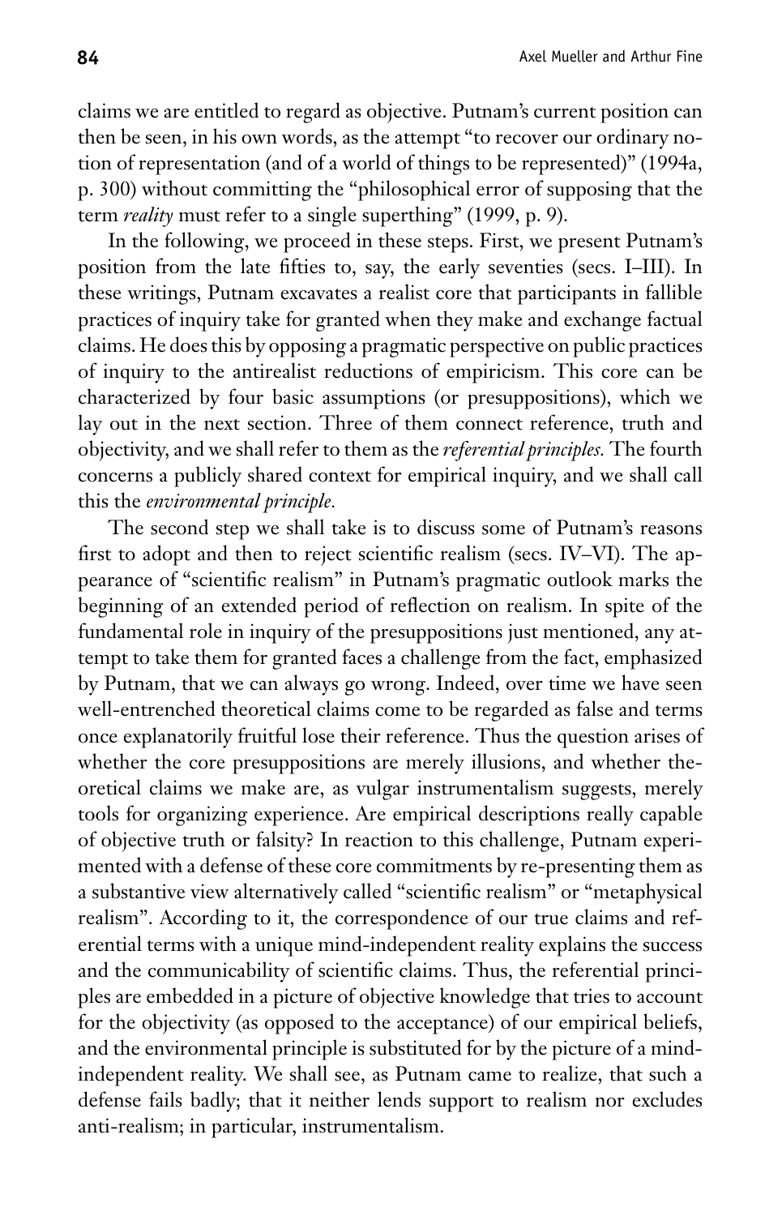claims we are entitled to regard as objective. Putnam's current position can then be seen, in his own words, as the attempt "to recover our ordinary notion of representation (and of a world of things to be represented)" (1994a, p. 300) without committing the "philosophical error of supposing that the term *reality* must refer to a single superthing" (1999, p. 9).

In the following, we proceed in these steps. First, we present Putnam's position from the late fifties to, say, the early seventies (secs. I–III). In these writings, Putnam excavates a realist core that participants in fallible practices of inquiry take for granted when they make and exchange factual claims. He does this by opposing a pragmatic perspective on public practices of inquiry to the antirealist reductions of empiricism. This core can be characterized by four basic assumptions (or presuppositions), which we lay out in the next section. Three of them connect reference, truth and objectivity, and we shall refer to them as the *referential principles.* The fourth concerns a publicly shared context for empirical inquiry, and we shall call this the *environmental principle.*

The second step we shall take is to discuss some of Putnam's reasons first to adopt and then to reject scientific realism (secs. IV–VI). The appearance of "scientific realism" in Putnam's pragmatic outlook marks the beginning of an extended period of reflection on realism. In spite of the fundamental role in inquiry of the presuppositions just mentioned, any attempt to take them for granted faces a challenge from the fact, emphasized by Putnam, that we can always go wrong. Indeed, over time we have seen well-entrenched theoretical claims come to be regarded as false and terms once explanatorily fruitful lose their reference. Thus the question arises of whether the core presuppositions are merely illusions, and whether theoretical claims we make are, as vulgar instrumentalism suggests, merely tools for organizing experience. Are empirical descriptions really capable of objective truth or falsity? In reaction to this challenge, Putnam experimented with a defense of these core commitments by re-presenting them as a substantive view alternatively called "scientific realism" or "metaphysical realism". According to it, the correspondence of our true claims and referential terms with a unique mind-independent reality explains the success and the communicability of scientific claims. Thus, the referential principles are embedded in a picture of objective knowledge that tries to account for the objectivity (as opposed to the acceptance) of our empirical beliefs, and the environmental principle is substituted for by the picture of a mind-independent reality. We shall see, as Putnam came to realize, that such a defense fails badly; that it neither lends support to realism nor excludes anti-realism; in particular, instrumentalism.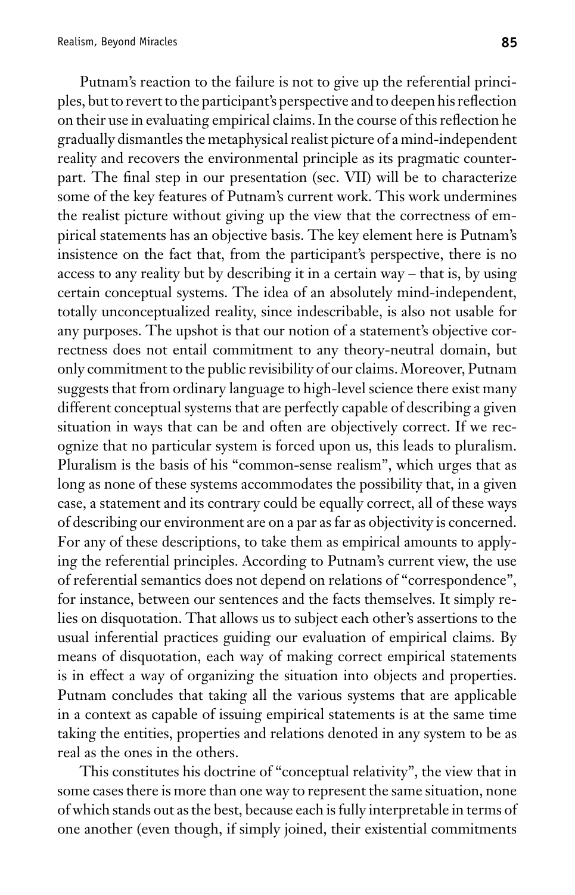Putnam's reaction to the failure is not to give up the referential principles, but to revert to the participant's perspective and to deepen his reflection on their use in evaluating empirical claims. In the course of this reflection he gradually dismantles the metaphysical realist picture of a mind-independent reality and recovers the environmental principle as its pragmatic counterpart. The final step in our presentation (sec. VII) will be to characterize some of the key features of Putnam's current work. This work undermines the realist picture without giving up the view that the correctness of empirical statements has an objective basis. The key element here is Putnam's insistence on the fact that, from the participant's perspective, there is no access to any reality but by describing it in a certain way – that is, by using certain conceptual systems. The idea of an absolutely mind-independent, totally unconceptualized reality, since indescribable, is also not usable for any purposes. The upshot is that our notion of a statement's objective correctness does not entail commitment to any theory-neutral domain, but only commitment to the public revisibility of our claims. Moreover, Putnam suggests that from ordinary language to high-level science there exist many different conceptual systems that are perfectly capable of describing a given situation in ways that can be and often are objectively correct. If we recognize that no particular system is forced upon us, this leads to pluralism. Pluralism is the basis of his "common-sense realism", which urges that as long as none of these systems accommodates the possibility that, in a given case, a statement and its contrary could be equally correct, all of these ways of describing our environment are on a par as far as objectivity is concerned. For any of these descriptions, to take them as empirical amounts to applying the referential principles. According to Putnam's current view, the use of referential semantics does not depend on relations of "correspondence", for instance, between our sentences and the facts themselves. It simply relies on disquotation. That allows us to subject each other's assertions to the usual inferential practices guiding our evaluation of empirical claims. By means of disquotation, each way of making correct empirical statements is in effect a way of organizing the situation into objects and properties. Putnam concludes that taking all the various systems that are applicable in a context as capable of issuing empirical statements is at the same time taking the entities, properties and relations denoted in any system to be as real as the ones in the others.

This constitutes his doctrine of "conceptual relativity", the view that in some cases there is more than one way to represent the same situation, none of which stands out as the best, because each is fully interpretable in terms of one another (even though, if simply joined, their existential commitments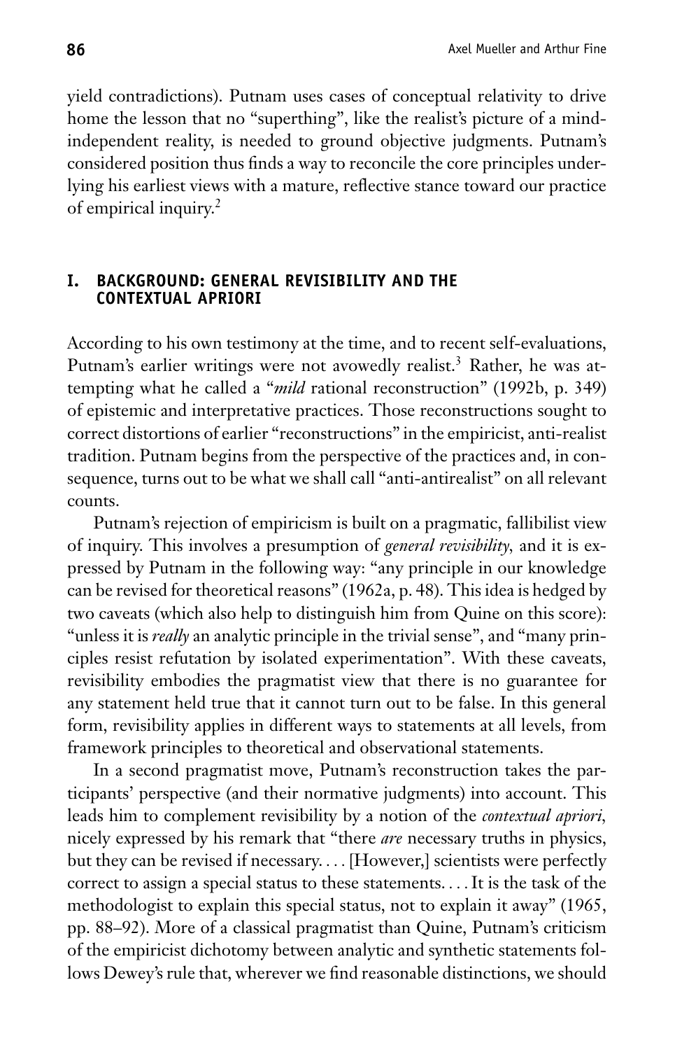yield contradictions). Putnam uses cases of conceptual relativity to drive home the lesson that no "superthing", like the realist's picture of a mind-independent reality, is needed to ground objective judgments. Putnam's considered position thus finds a way to reconcile the core principles underlying his earliest views with a mature, reflective stance toward our practice of empirical inquiry.[2]

## I. BACKGROUND: GENERAL REVISIBILITY AND THE CONTEXTUAL APRIORI

According to his own testimony at the time, and to recent self-evaluations, Putnam's earlier writings were not avowedly realist.[3] Rather, he was attempting what he called a "*mild* rational reconstruction" (1992b, p. 349) of epistemic and interpretative practices. Those reconstructions sought to correct distortions of earlier "reconstructions" in the empiricist, anti-realist tradition. Putnam begins from the perspective of the practices and, in consequence, turns out to be what we shall call "anti-antirealist" on all relevant counts.

Putnam's rejection of empiricism is built on a pragmatic, fallibilist view of inquiry. This involves a presumption of *general revisibility*, and it is expressed by Putnam in the following way: "any principle in our knowledge can be revised for theoretical reasons" (1962a, p. 48). This idea is hedged by two caveats (which also help to distinguish him from Quine on this score): "unless it is *really* an analytic principle in the trivial sense", and "many principles resist refutation by isolated experimentation". With these caveats, revisibility embodies the pragmatist view that there is no guarantee for any statement held true that it cannot turn out to be false. In this general form, revisibility applies in different ways to statements at all levels, from framework principles to theoretical and observational statements.

In a second pragmatist move, Putnam's reconstruction takes the participants' perspective (and their normative judgments) into account. This leads him to complement revisibility by a notion of the *contextual apriori*, nicely expressed by his remark that "there *are* necessary truths in physics, but they can be revised if necessary.... [However,] scientists were perfectly correct to assign a special status to these statements.... It is the task of the methodologist to explain this special status, not to explain it away" (1965, pp. 88–92). More of a classical pragmatist than Quine, Putnam's criticism of the empiricist dichotomy between analytic and synthetic statements follows Dewey's rule that, wherever we find reasonable distinctions, we should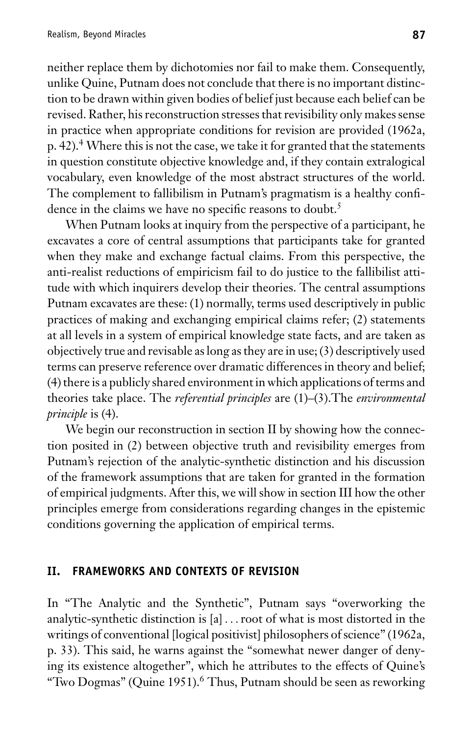neither replace them by dichotomies nor fail to make them. Consequently, unlike Quine, Putnam does not conclude that there is no important distinction to be drawn within given bodies of belief just because each belief can be revised. Rather, his reconstruction stresses that revisibility only makes sense in practice when appropriate conditions for revision are provided (1962a, p. 42).[4] Where this is not the case, we take it for granted that the statements in question constitute objective knowledge and, if they contain extralogical vocabulary, even knowledge of the most abstract structures of the world. The complement to fallibilism in Putnam's pragmatism is a healthy confidence in the claims we have no specific reasons to doubt.[5]

When Putnam looks at inquiry from the perspective of a participant, he excavates a core of central assumptions that participants take for granted when they make and exchange factual claims. From this perspective, the anti-realist reductions of empiricism fail to do justice to the fallibilist attitude with which inquirers develop their theories. The central assumptions Putnam excavates are these: (1) normally, terms used descriptively in public practices of making and exchanging empirical claims refer; (2) statements at all levels in a system of empirical knowledge state facts, and are taken as objectively true and revisable as long as they are in use; (3) descriptively used terms can preserve reference over dramatic differences in theory and belief; (4) there is a publicly shared environment in which applications of terms and theories take place. The *referential principles* are (1)–(3).The *environmental principle* is (4).

We begin our reconstruction in section II by showing how the connection posited in (2) between objective truth and revisibility emerges from Putnam's rejection of the analytic-synthetic distinction and his discussion of the framework assumptions that are taken for granted in the formation of empirical judgments. After this, we will show in section III how the other principles emerge from considerations regarding changes in the epistemic conditions governing the application of empirical terms.

## II. FRAMEWORKS AND CONTEXTS OF REVISION

In "The Analytic and the Synthetic", Putnam says "overworking the analytic-synthetic distinction is [a] . . . root of what is most distorted in the writings of conventional [logical positivist] philosophers of science" (1962a, p. 33). This said, he warns against the "somewhat newer danger of denying its existence altogether", which he attributes to the effects of Quine's "Two Dogmas" (Quine 1951).[6] Thus, Putnam should be seen as reworking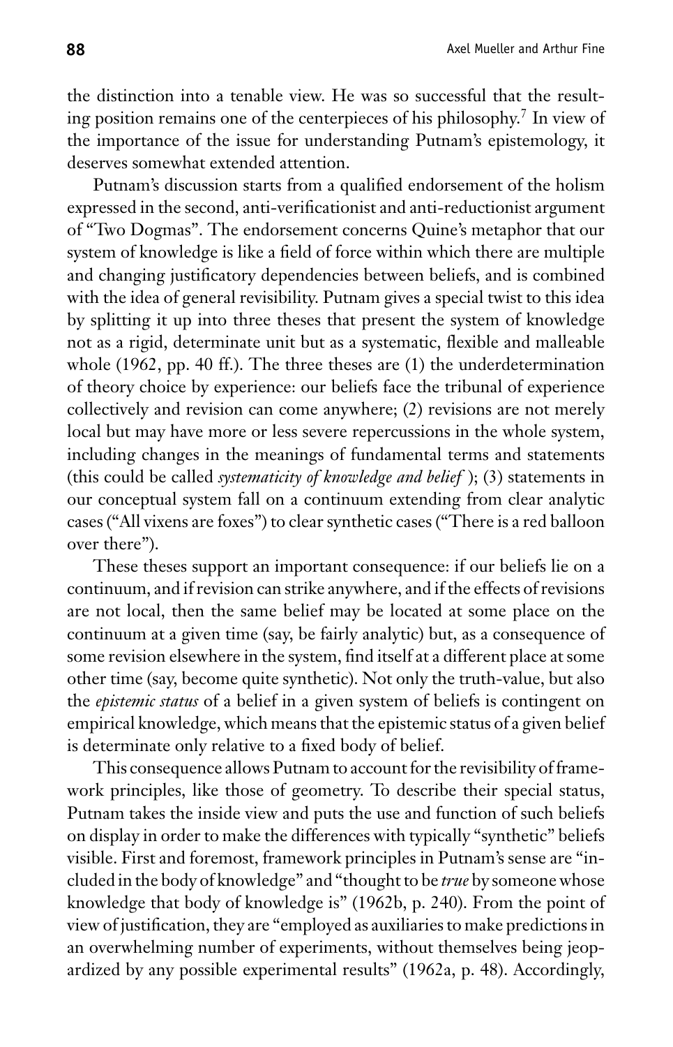the distinction into a tenable view. He was so successful that the resulting position remains one of the centerpieces of his philosophy.[7] In view of the importance of the issue for understanding Putnam's epistemology, it deserves somewhat extended attention.

Putnam's discussion starts from a qualified endorsement of the holism expressed in the second, anti-verificationist and anti-reductionist argument of "Two Dogmas". The endorsement concerns Quine's metaphor that our system of knowledge is like a field of force within which there are multiple and changing justificatory dependencies between beliefs, and is combined with the idea of general revisibility. Putnam gives a special twist to this idea by splitting it up into three theses that present the system of knowledge not as a rigid, determinate unit but as a systematic, flexible and malleable whole (1962, pp. 40 ff.). The three theses are (1) the underdetermination of theory choice by experience: our beliefs face the tribunal of experience collectively and revision can come anywhere; (2) revisions are not merely local but may have more or less severe repercussions in the whole system, including changes in the meanings of fundamental terms and statements (this could be called *systematicity of knowledge and belief* ); (3) statements in our conceptual system fall on a continuum extending from clear analytic cases ("All vixens are foxes") to clear synthetic cases ("There is a red balloon over there").

These theses support an important consequence: if our beliefs lie on a continuum, and if revision can strike anywhere, and if the effects of revisions are not local, then the same belief may be located at some place on the continuum at a given time (say, be fairly analytic) but, as a consequence of some revision elsewhere in the system, find itself at a different place at some other time (say, become quite synthetic). Not only the truth-value, but also the *epistemic status* of a belief in a given system of beliefs is contingent on empirical knowledge, which means that the epistemic status of a given belief is determinate only relative to a fixed body of belief.

This consequence allows Putnam to account for the revisibility of framework principles, like those of geometry. To describe their special status, Putnam takes the inside view and puts the use and function of such beliefs on display in order to make the differences with typically "synthetic" beliefs visible. First and foremost, framework principles in Putnam's sense are "included in the body of knowledge" and "thought to be *true* by someone whose knowledge that body of knowledge is" (1962b, p. 240). From the point of view of justification, they are "employed as auxiliaries to make predictions in an overwhelming number of experiments, without themselves being jeopardized by any possible experimental results" (1962a, p. 48). Accordingly,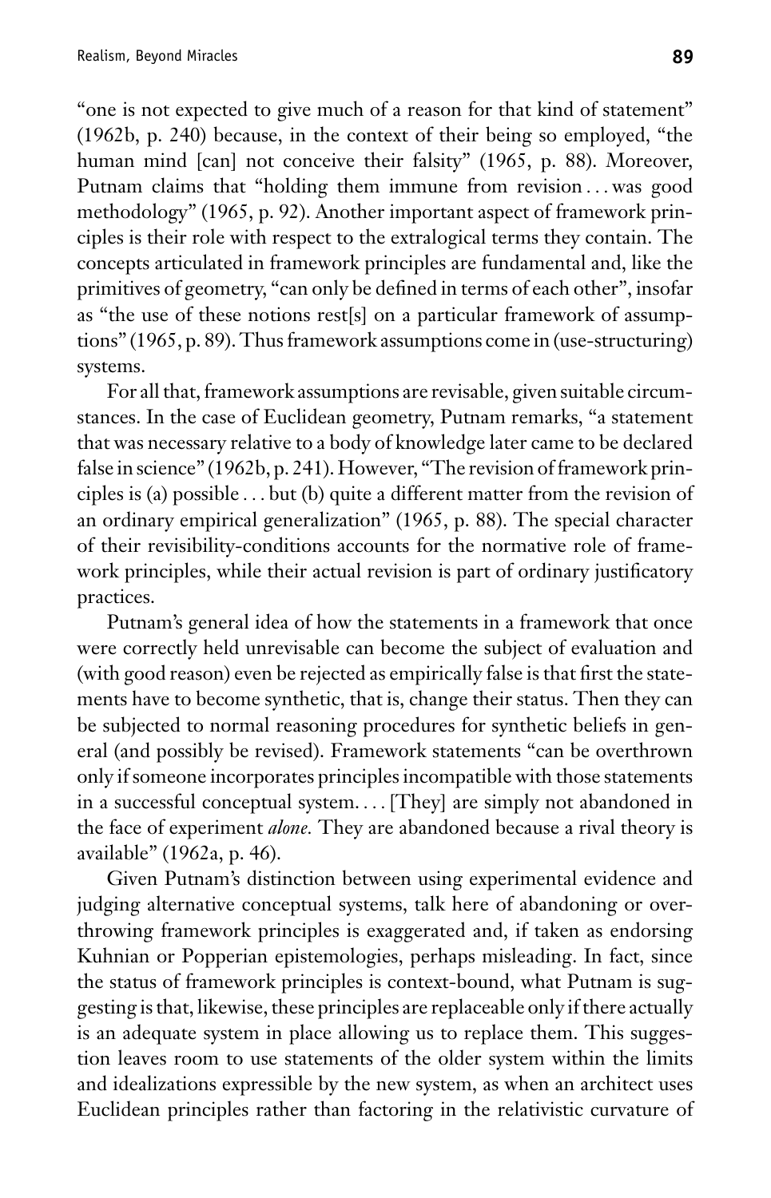"one is not expected to give much of a reason for that kind of statement" (1962b, p. 240) because, in the context of their being so employed, "the human mind [can] not conceive their falsity" (1965, p. 88). Moreover, Putnam claims that "holding them immune from revision . . . was good methodology" (1965, p. 92). Another important aspect of framework principles is their role with respect to the extralogical terms they contain. The concepts articulated in framework principles are fundamental and, like the primitives of geometry, "can only be defined in terms of each other", insofar as "the use of these notions rest[s] on a particular framework of assumptions" (1965, p. 89). Thus framework assumptions come in (use-structuring) systems.

For all that, framework assumptions are revisable, given suitable circumstances. In the case of Euclidean geometry, Putnam remarks, "a statement that was necessary relative to a body of knowledge later came to be declared false in science" (1962b, p. 241). However, "The revision of framework principles is (a) possible . . . but (b) quite a different matter from the revision of an ordinary empirical generalization" (1965, p. 88). The special character of their revisibility-conditions accounts for the normative role of framework principles, while their actual revision is part of ordinary justificatory practices.

Putnam's general idea of how the statements in a framework that once were correctly held unrevisable can become the subject of evaluation and (with good reason) even be rejected as empirically false is that first the statements have to become synthetic, that is, change their status. Then they can be subjected to normal reasoning procedures for synthetic beliefs in general (and possibly be revised). Framework statements "can be overthrown only if someone incorporates principles incompatible with those statements in a successful conceptual system. . . . [They] are simply not abandoned in the face of experiment *alone.* They are abandoned because a rival theory is available" (1962a, p. 46).

Given Putnam's distinction between using experimental evidence and judging alternative conceptual systems, talk here of abandoning or overthrowing framework principles is exaggerated and, if taken as endorsing Kuhnian or Popperian epistemologies, perhaps misleading. In fact, since the status of framework principles is context-bound, what Putnam is suggesting is that, likewise, these principles are replaceable only if there actually is an adequate system in place allowing us to replace them. This suggestion leaves room to use statements of the older system within the limits and idealizations expressible by the new system, as when an architect uses Euclidean principles rather than factoring in the relativistic curvature of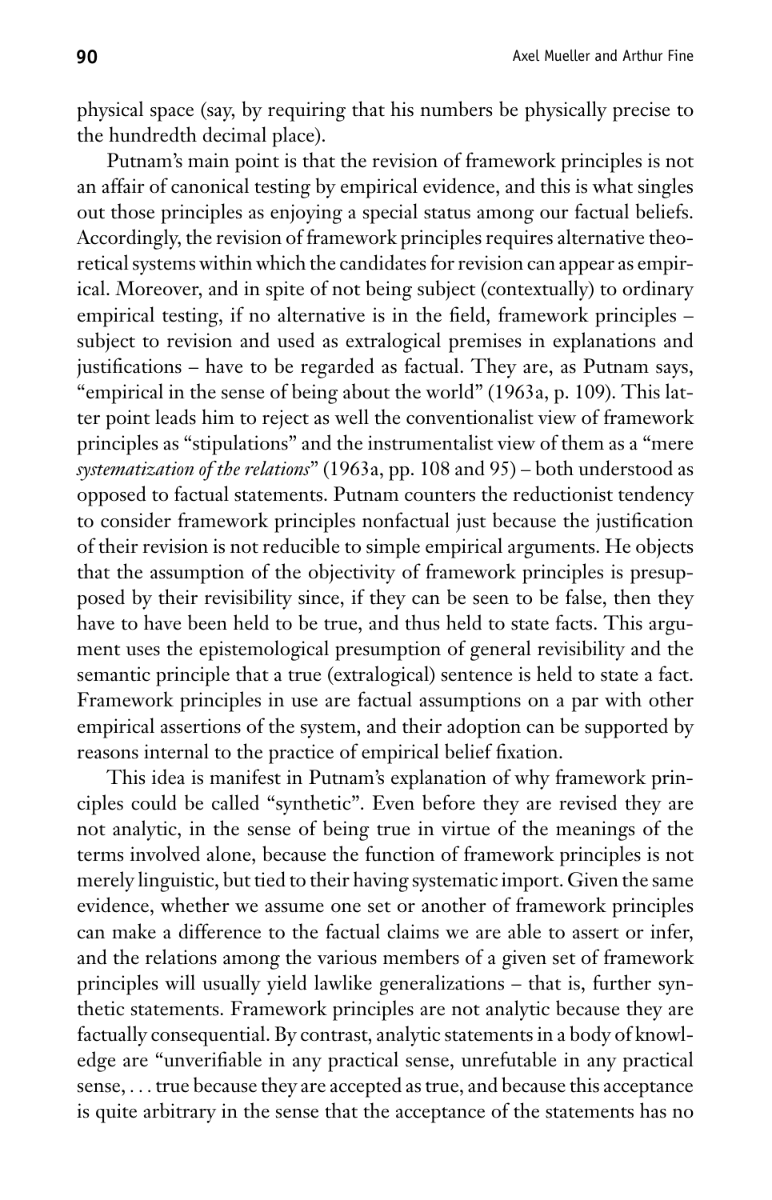physical space (say, by requiring that his numbers be physically precise to the hundredth decimal place).

Putnam's main point is that the revision of framework principles is not an affair of canonical testing by empirical evidence, and this is what singles out those principles as enjoying a special status among our factual beliefs. Accordingly, the revision of framework principles requires alternative theoretical systems within which the candidates for revision can appear as empirical. Moreover, and in spite of not being subject (contextually) to ordinary empirical testing, if no alternative is in the field, framework principles – subject to revision and used as extralogical premises in explanations and justifications – have to be regarded as factual. They are, as Putnam says, "empirical in the sense of being about the world" (1963a, p. 109). This latter point leads him to reject as well the conventionalist view of framework principles as "stipulations" and the instrumentalist view of them as a "mere *systematization of the relations*" (1963a, pp. 108 and 95) – both understood as opposed to factual statements. Putnam counters the reductionist tendency to consider framework principles nonfactual just because the justification of their revision is not reducible to simple empirical arguments. He objects that the assumption of the objectivity of framework principles is presupposed by their revisibility since, if they can be seen to be false, then they have to have been held to be true, and thus held to state facts. This argument uses the epistemological presumption of general revisibility and the semantic principle that a true (extralogical) sentence is held to state a fact. Framework principles in use are factual assumptions on a par with other empirical assertions of the system, and their adoption can be supported by reasons internal to the practice of empirical belief fixation.

This idea is manifest in Putnam's explanation of why framework principles could be called "synthetic". Even before they are revised they are not analytic, in the sense of being true in virtue of the meanings of the terms involved alone, because the function of framework principles is not merely linguistic, but tied to their having systematic import. Given the same evidence, whether we assume one set or another of framework principles can make a difference to the factual claims we are able to assert or infer, and the relations among the various members of a given set of framework principles will usually yield lawlike generalizations – that is, further synthetic statements. Framework principles are not analytic because they are factually consequential. By contrast, analytic statements in a body of knowledge are "unverifiable in any practical sense, unrefutable in any practical sense, . . . true because they are accepted as true, and because this acceptance is quite arbitrary in the sense that the acceptance of the statements has no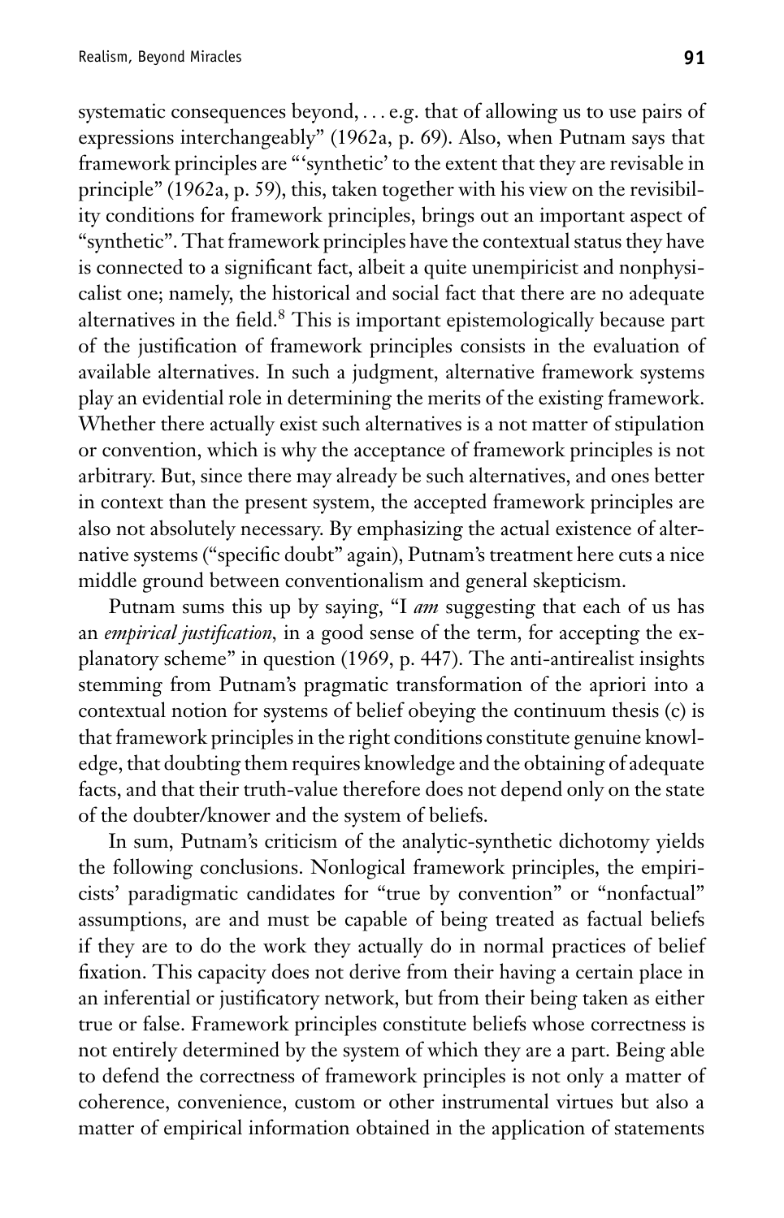systematic consequences beyond, . . . e.g. that of allowing us to use pairs of expressions interchangeably" (1962a, p. 69). Also, when Putnam says that framework principles are "'synthetic' to the extent that they are revisable in principle" (1962a, p. 59), this, taken together with his view on the revisibility conditions for framework principles, brings out an important aspect of "synthetic". That framework principles have the contextual status they have is connected to a significant fact, albeit a quite unempiricist and nonphysicalist one; namely, the historical and social fact that there are no adequate alternatives in the field.[8] This is important epistemologically because part of the justification of framework principles consists in the evaluation of available alternatives. In such a judgment, alternative framework systems play an evidential role in determining the merits of the existing framework. Whether there actually exist such alternatives is a not matter of stipulation or convention, which is why the acceptance of framework principles is not arbitrary. But, since there may already be such alternatives, and ones better in context than the present system, the accepted framework principles are also not absolutely necessary. By emphasizing the actual existence of alternative systems ("specific doubt" again), Putnam's treatment here cuts a nice middle ground between conventionalism and general skepticism.

Putnam sums this up by saying, "I *am* suggesting that each of us has an *empirical justification*, in a good sense of the term, for accepting the explanatory scheme" in question (1969, p. 447). The anti-antirealist insights stemming from Putnam's pragmatic transformation of the apriori into a contextual notion for systems of belief obeying the continuum thesis (c) is that framework principles in the right conditions constitute genuine knowledge, that doubting them requires knowledge and the obtaining of adequate facts, and that their truth-value therefore does not depend only on the state of the doubter/knower and the system of beliefs.

In sum, Putnam's criticism of the analytic-synthetic dichotomy yields the following conclusions. Nonlogical framework principles, the empiricists' paradigmatic candidates for "true by convention" or "nonfactual" assumptions, are and must be capable of being treated as factual beliefs if they are to do the work they actually do in normal practices of belief fixation. This capacity does not derive from their having a certain place in an inferential or justificatory network, but from their being taken as either true or false. Framework principles constitute beliefs whose correctness is not entirely determined by the system of which they are a part. Being able to defend the correctness of framework principles is not only a matter of coherence, convenience, custom or other instrumental virtues but also a matter of empirical information obtained in the application of statements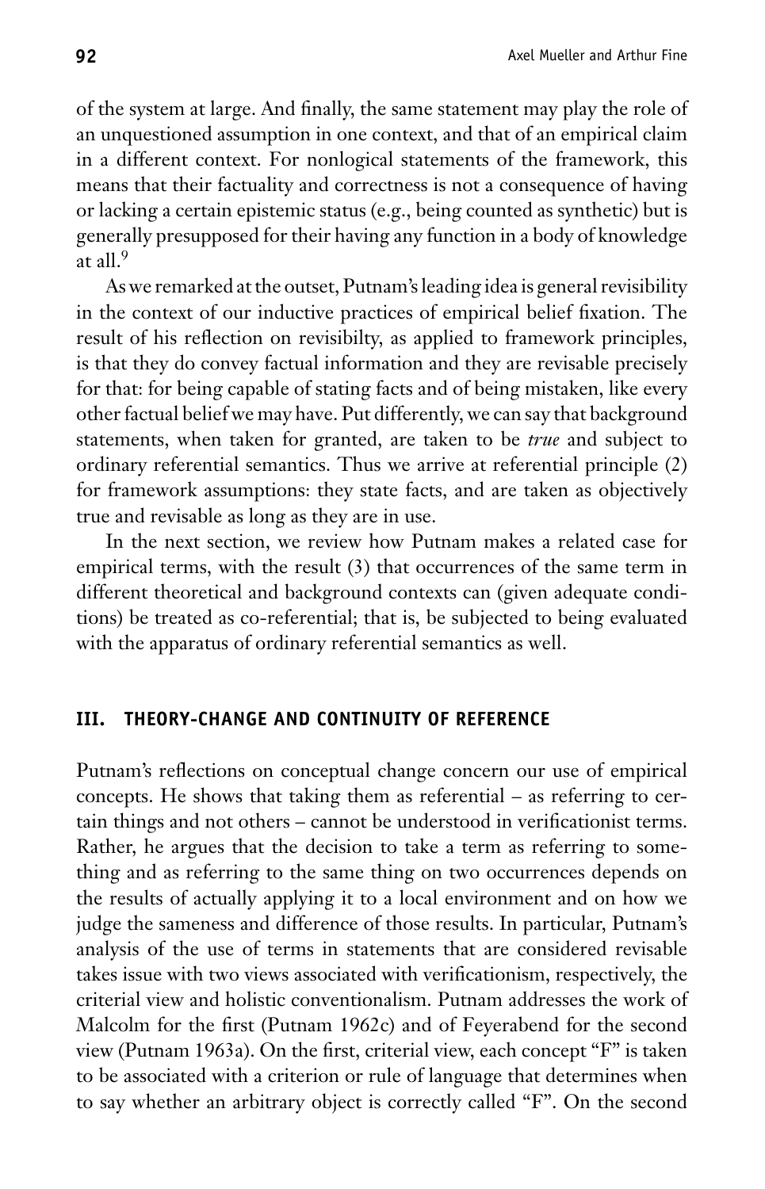of the system at large. And finally, the same statement may play the role of an unquestioned assumption in one context, and that of an empirical claim in a different context. For nonlogical statements of the framework, this means that their factuality and correctness is not a consequence of having or lacking a certain epistemic status (e.g., being counted as synthetic) but is generally presupposed for their having any function in a body of knowledge at all.[9]

As we remarked at the outset, Putnam's leading idea is general revisibility in the context of our inductive practices of empirical belief fixation. The result of his reflection on revisibilty, as applied to framework principles, is that they do convey factual information and they are revisable precisely for that: for being capable of stating facts and of being mistaken, like every other factual belief we may have. Put differently, we can say that background statements, when taken for granted, are taken to be *true* and subject to ordinary referential semantics. Thus we arrive at referential principle (2) for framework assumptions: they state facts, and are taken as objectively true and revisable as long as they are in use.

In the next section, we review how Putnam makes a related case for empirical terms, with the result (3) that occurrences of the same term in different theoretical and background contexts can (given adequate conditions) be treated as co-referential; that is, be subjected to being evaluated with the apparatus of ordinary referential semantics as well.

## III. THEORY-CHANGE AND CONTINUITY OF REFERENCE

Putnam's reflections on conceptual change concern our use of empirical concepts. He shows that taking them as referential – as referring to certain things and not others – cannot be understood in verificationist terms. Rather, he argues that the decision to take a term as referring to something and as referring to the same thing on two occurrences depends on the results of actually applying it to a local environment and on how we judge the sameness and difference of those results. In particular, Putnam's analysis of the use of terms in statements that are considered revisable takes issue with two views associated with verificationism, respectively, the criterial view and holistic conventionalism. Putnam addresses the work of Malcolm for the first (Putnam 1962c) and of Feyerabend for the second view (Putnam 1963a). On the first, criterial view, each concept "F" is taken to be associated with a criterion or rule of language that determines when to say whether an arbitrary object is correctly called "F". On the second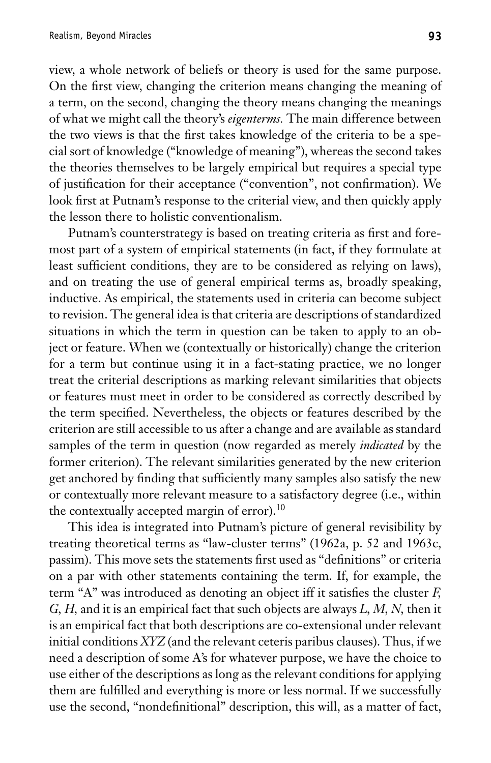view, a whole network of beliefs or theory is used for the same purpose. On the first view, changing the criterion means changing the meaning of a term, on the second, changing the theory means changing the meanings of what we might call the theory's *eigenterms.* The main difference between the two views is that the first takes knowledge of the criteria to be a special sort of knowledge ("knowledge of meaning"), whereas the second takes the theories themselves to be largely empirical but requires a special type of justification for their acceptance ("convention", not confirmation). We look first at Putnam's response to the criterial view, and then quickly apply the lesson there to holistic conventionalism.

Putnam's counterstrategy is based on treating criteria as first and foremost part of a system of empirical statements (in fact, if they formulate at least sufficient conditions, they are to be considered as relying on laws), and on treating the use of general empirical terms as, broadly speaking, inductive. As empirical, the statements used in criteria can become subject to revision. The general idea is that criteria are descriptions of standardized situations in which the term in question can be taken to apply to an object or feature. When we (contextually or historically) change the criterion for a term but continue using it in a fact-stating practice, we no longer treat the criterial descriptions as marking relevant similarities that objects or features must meet in order to be considered as correctly described by the term specified. Nevertheless, the objects or features described by the criterion are still accessible to us after a change and are available as standard samples of the term in question (now regarded as merely *indicated* by the former criterion). The relevant similarities generated by the new criterion get anchored by finding that sufficiently many samples also satisfy the new or contextually more relevant measure to a satisfactory degree (i.e., within the contextually accepted margin of error).[10]

This idea is integrated into Putnam's picture of general revisibility by treating theoretical terms as "law-cluster terms" (1962a, p. 52 and 1963c, passim). This move sets the statements first used as "definitions" or criteria on a par with other statements containing the term. If, for example, the term "A" was introduced as denoting an object iff it satisfies the cluster *F, G*, *H*, and it is an empirical fact that such objects are always *L*, *M*, *N*, then it is an empirical fact that both descriptions are co-extensional under relevant initial conditions *XYZ* (and the relevant ceteris paribus clauses). Thus, if we need a description of some A's for whatever purpose, we have the choice to use either of the descriptions as long as the relevant conditions for applying them are fulfilled and everything is more or less normal. If we successfully use the second, "nondefinitional" description, this will, as a matter of fact,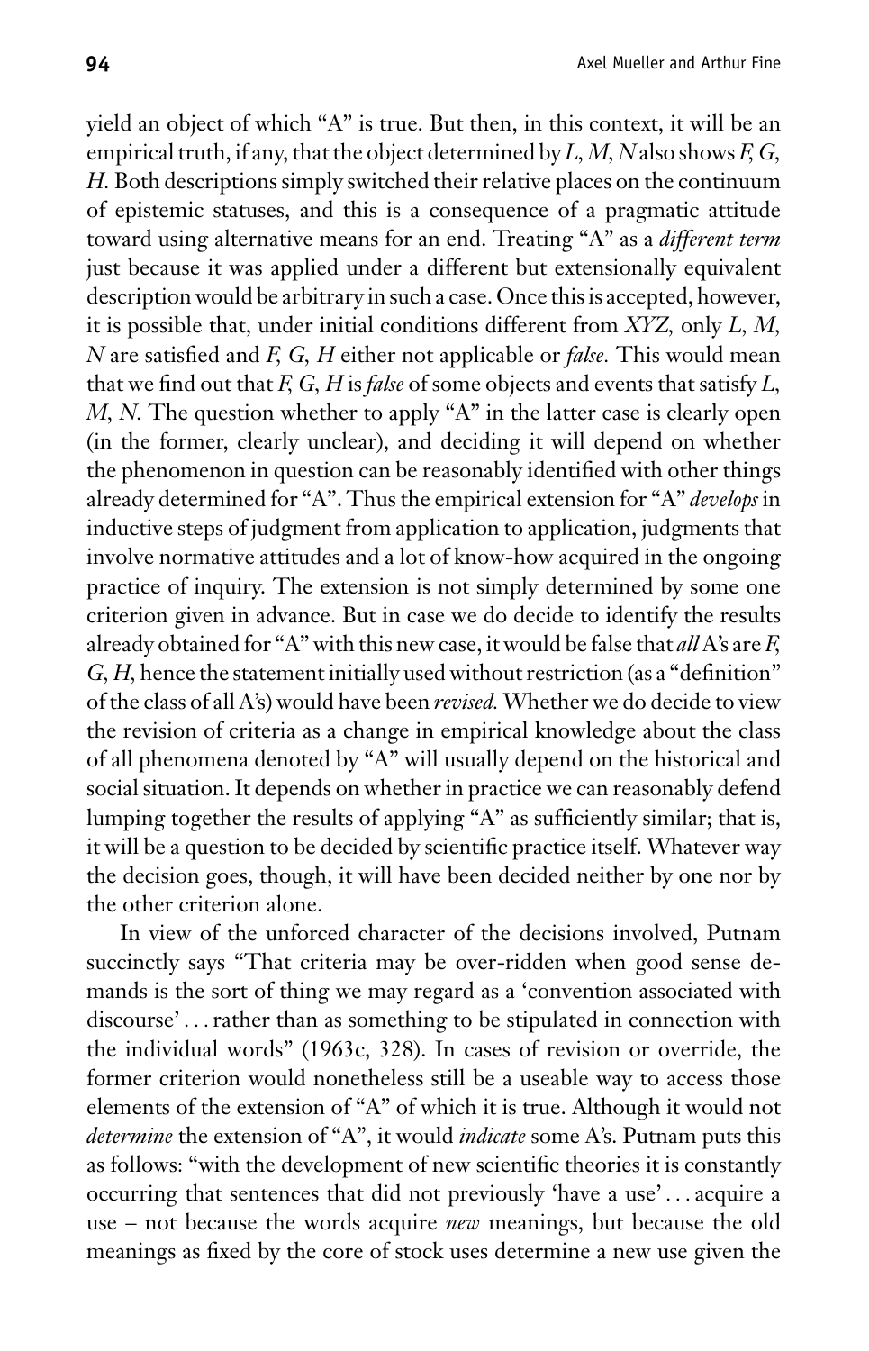yield an object of which "A" is true. But then, in this context, it will be an empirical truth, if any, that the object determined by *L*, *M*, *N* also shows *F*, *G*, *H*. Both descriptions simply switched their relative places on the continuum of epistemic statuses, and this is a consequence of a pragmatic attitude toward using alternative means for an end. Treating "A" as a *different term* just because it was applied under a different but extensionally equivalent description would be arbitrary in such a case. Once this is accepted, however, it is possible that, under initial conditions different from *XYZ*, only *L*, *M*, *N* are satisfied and *F*, *G*, *H* either not applicable or *false*. This would mean that we find out that *F*, *G*, *H* is *false* of some objects and events that satisfy *L*, *M*, *N*. The question whether to apply "A" in the latter case is clearly open (in the former, clearly unclear), and deciding it will depend on whether the phenomenon in question can be reasonably identified with other things already determined for "A". Thus the empirical extension for "A" *develops* in inductive steps of judgment from application to application, judgments that involve normative attitudes and a lot of know-how acquired in the ongoing practice of inquiry. The extension is not simply determined by some one criterion given in advance. But in case we do decide to identify the results already obtained for "A" with this new case, it would be false that *all* A's are *F*, *G*, *H*, hence the statement initially used without restriction (as a "definition" of the class of all A's) would have been *revised*. Whether we do decide to view the revision of criteria as a change in empirical knowledge about the class of all phenomena denoted by "A" will usually depend on the historical and social situation. It depends on whether in practice we can reasonably defend lumping together the results of applying "A" as sufficiently similar; that is, it will be a question to be decided by scientific practice itself. Whatever way the decision goes, though, it will have been decided neither by one nor by the other criterion alone.

In view of the unforced character of the decisions involved, Putnam succinctly says "That criteria may be over-ridden when good sense demands is the sort of thing we may regard as a 'convention associated with discourse' . . . rather than as something to be stipulated in connection with the individual words" (1963c, 328). In cases of revision or override, the former criterion would nonetheless still be a useable way to access those elements of the extension of "A" of which it is true. Although it would not *determine* the extension of "A", it would *indicate* some A's. Putnam puts this as follows: "with the development of new scientific theories it is constantly occurring that sentences that did not previously 'have a use' . . . acquire a use – not because the words acquire *new* meanings, but because the old meanings as fixed by the core of stock uses determine a new use given the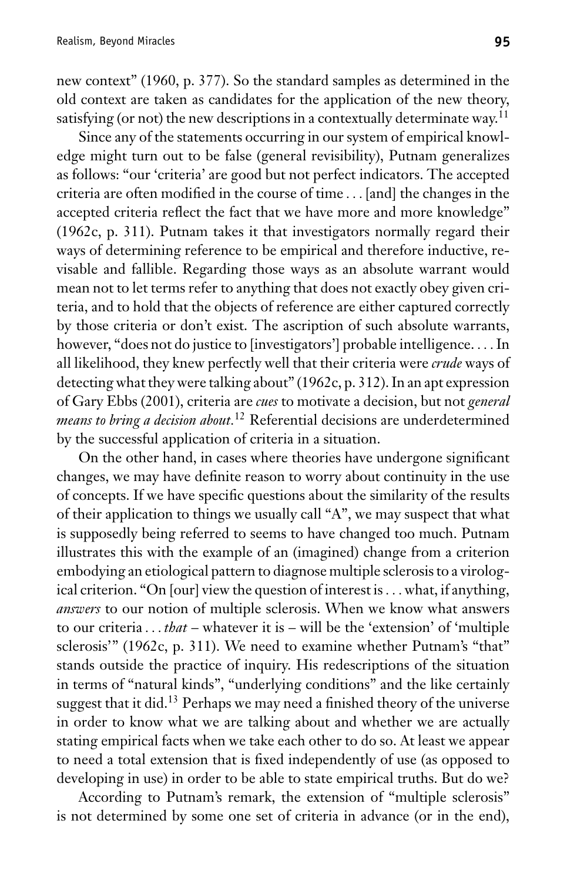new context" (1960, p. 377). So the standard samples as determined in the old context are taken as candidates for the application of the new theory, satisfying (or not) the new descriptions in a contextually determinate way.[11]

Since any of the statements occurring in our system of empirical knowledge might turn out to be false (general revisibility), Putnam generalizes as follows: "our 'criteria' are good but not perfect indicators. The accepted criteria are often modified in the course of time . . . [and] the changes in the accepted criteria reflect the fact that we have more and more knowledge" (1962c, p. 311). Putnam takes it that investigators normally regard their ways of determining reference to be empirical and therefore inductive, revisable and fallible. Regarding those ways as an absolute warrant would mean not to let terms refer to anything that does not exactly obey given criteria, and to hold that the objects of reference are either captured correctly by those criteria or don't exist. The ascription of such absolute warrants, however, "does not do justice to [investigators'] probable intelligence. . . . In all likelihood, they knew perfectly well that their criteria were *crude* ways of detecting what they were talking about" (1962c, p. 312). In an apt expression of Gary Ebbs (2001), criteria are *cues* to motivate a decision, but not *general means to bring a decision about*.[12] Referential decisions are underdetermined by the successful application of criteria in a situation.

On the other hand, in cases where theories have undergone significant changes, we may have definite reason to worry about continuity in the use of concepts. If we have specific questions about the similarity of the results of their application to things we usually call "A", we may suspect that what is supposedly being referred to seems to have changed too much. Putnam illustrates this with the example of an (imagined) change from a criterion embodying an etiological pattern to diagnose multiple sclerosis to a virological criterion. "On [our] view the question of interest is . . . what, if anything, *answers* to our notion of multiple sclerosis. When we know what answers to our criteria . . . *that* – whatever it is – will be the 'extension' of 'multiple sclerosis'" (1962c, p. 311). We need to examine whether Putnam's "that" stands outside the practice of inquiry. His redescriptions of the situation in terms of "natural kinds", "underlying conditions" and the like certainly suggest that it did.[13] Perhaps we may need a finished theory of the universe in order to know what we are talking about and whether we are actually stating empirical facts when we take each other to do so. At least we appear to need a total extension that is fixed independently of use (as opposed to developing in use) in order to be able to state empirical truths. But do we?

According to Putnam's remark, the extension of "multiple sclerosis" is not determined by some one set of criteria in advance (or in the end),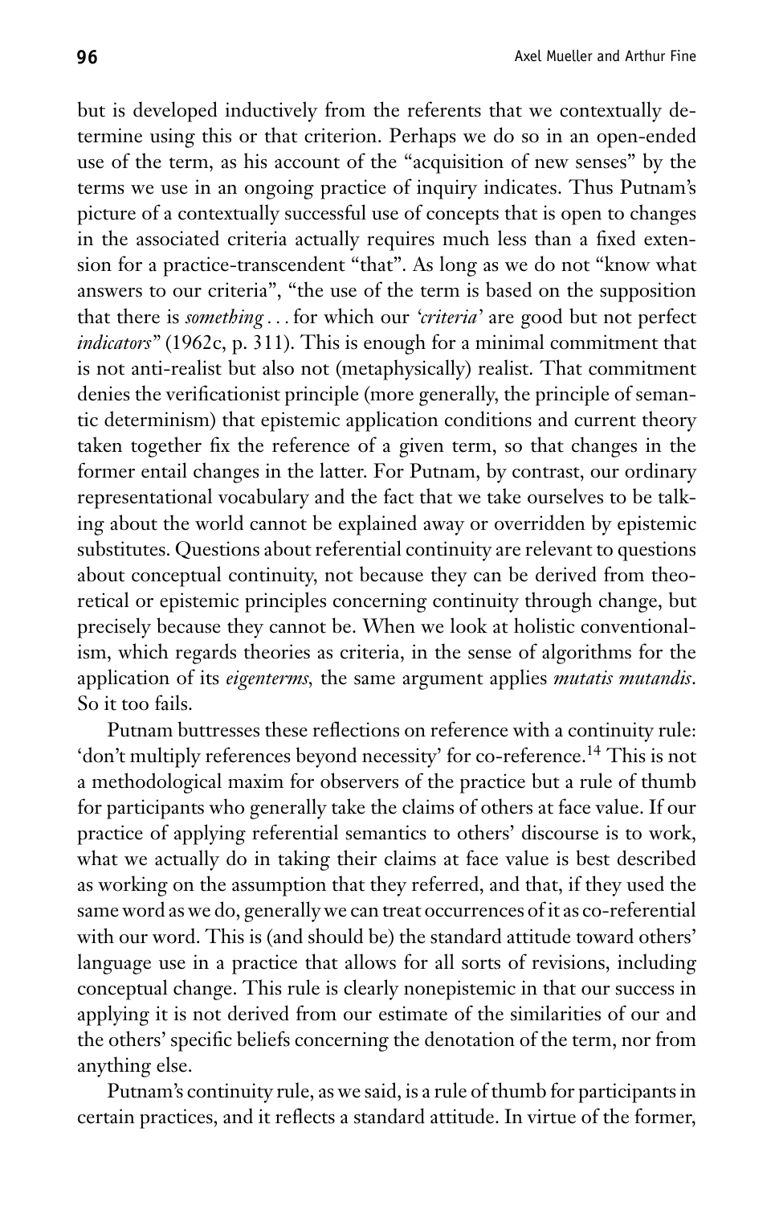but is developed inductively from the referents that we contextually determine using this or that criterion. Perhaps we do so in an open-ended use of the term, as his account of the "acquisition of new senses" by the terms we use in an ongoing practice of inquiry indicates. Thus Putnam's picture of a contextually successful use of concepts that is open to changes in the associated criteria actually requires much less than a fixed extension for a practice-transcendent "that". As long as we do not "know what answers to our criteria", "the use of the term is based on the supposition that there is *something* . . . for which our *'criteria'* are good but not perfect *indicators*" (1962c, p. 311). This is enough for a minimal commitment that is not anti-realist but also not (metaphysically) realist. That commitment denies the verificationist principle (more generally, the principle of semantic determinism) that epistemic application conditions and current theory taken together fix the reference of a given term, so that changes in the former entail changes in the latter. For Putnam, by contrast, our ordinary representational vocabulary and the fact that we take ourselves to be talking about the world cannot be explained away or overridden by epistemic substitutes. Questions about referential continuity are relevant to questions about conceptual continuity, not because they can be derived from theoretical or epistemic principles concerning continuity through change, but precisely because they cannot be. When we look at holistic conventionalism, which regards theories as criteria, in the sense of algorithms for the application of its *eigenterms*, the same argument applies *mutatis mutandis*. So it too fails.

Putnam buttresses these reflections on reference with a continuity rule: 'don't multiply references beyond necessity' for co-reference.[14] This is not a methodological maxim for observers of the practice but a rule of thumb for participants who generally take the claims of others at face value. If our practice of applying referential semantics to others' discourse is to work, what we actually do in taking their claims at face value is best described as working on the assumption that they referred, and that, if they used the same word as we do, generally we can treat occurrences of it as co-referential with our word. This is (and should be) the standard attitude toward others' language use in a practice that allows for all sorts of revisions, including conceptual change. This rule is clearly nonepistemic in that our success in applying it is not derived from our estimate of the similarities of our and the others' specific beliefs concerning the denotation of the term, nor from anything else.

Putnam's continuity rule, as we said, is a rule of thumb for participants in certain practices, and it reflects a standard attitude. In virtue of the former,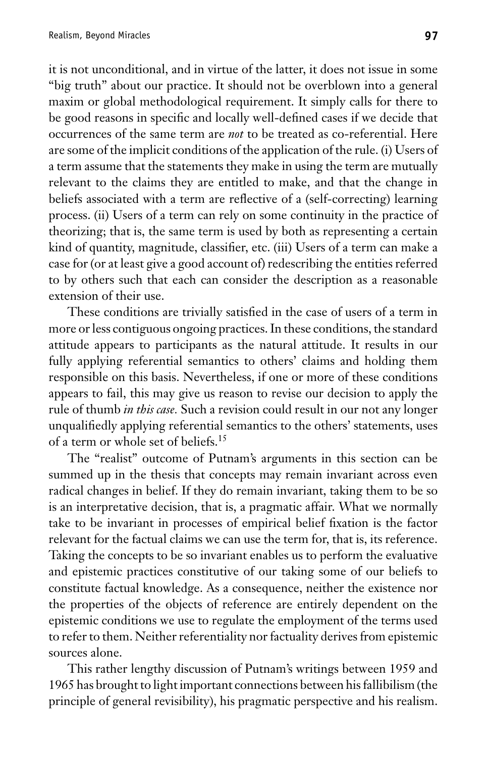it is not unconditional, and in virtue of the latter, it does not issue in some "big truth" about our practice. It should not be overblown into a general maxim or global methodological requirement. It simply calls for there to be good reasons in specific and locally well-defined cases if we decide that occurrences of the same term are *not* to be treated as co-referential. Here are some of the implicit conditions of the application of the rule. (i) Users of a term assume that the statements they make in using the term are mutually relevant to the claims they are entitled to make, and that the change in beliefs associated with a term are reflective of a (self-correcting) learning process. (ii) Users of a term can rely on some continuity in the practice of theorizing; that is, the same term is used by both as representing a certain kind of quantity, magnitude, classifier, etc. (iii) Users of a term can make a case for (or at least give a good account of) redescribing the entities referred to by others such that each can consider the description as a reasonable extension of their use.

These conditions are trivially satisfied in the case of users of a term in more or less contiguous ongoing practices. In these conditions, the standard attitude appears to participants as the natural attitude. It results in our fully applying referential semantics to others' claims and holding them responsible on this basis. Nevertheless, if one or more of these conditions appears to fail, this may give us reason to revise our decision to apply the rule of thumb *in this case*. Such a revision could result in our not any longer unqualifiedly applying referential semantics to the others' statements, uses of a term or whole set of beliefs.[15]

The "realist" outcome of Putnam's arguments in this section can be summed up in the thesis that concepts may remain invariant across even radical changes in belief. If they do remain invariant, taking them to be so is an interpretative decision, that is, a pragmatic affair. What we normally take to be invariant in processes of empirical belief fixation is the factor relevant for the factual claims we can use the term for, that is, its reference. Taking the concepts to be so invariant enables us to perform the evaluative and epistemic practices constitutive of our taking some of our beliefs to constitute factual knowledge. As a consequence, neither the existence nor the properties of the objects of reference are entirely dependent on the epistemic conditions we use to regulate the employment of the terms used to refer to them. Neither referentiality nor factuality derives from epistemic sources alone.

This rather lengthy discussion of Putnam's writings between 1959 and 1965 has brought to light important connections between his fallibilism (the principle of general revisibility), his pragmatic perspective and his realism.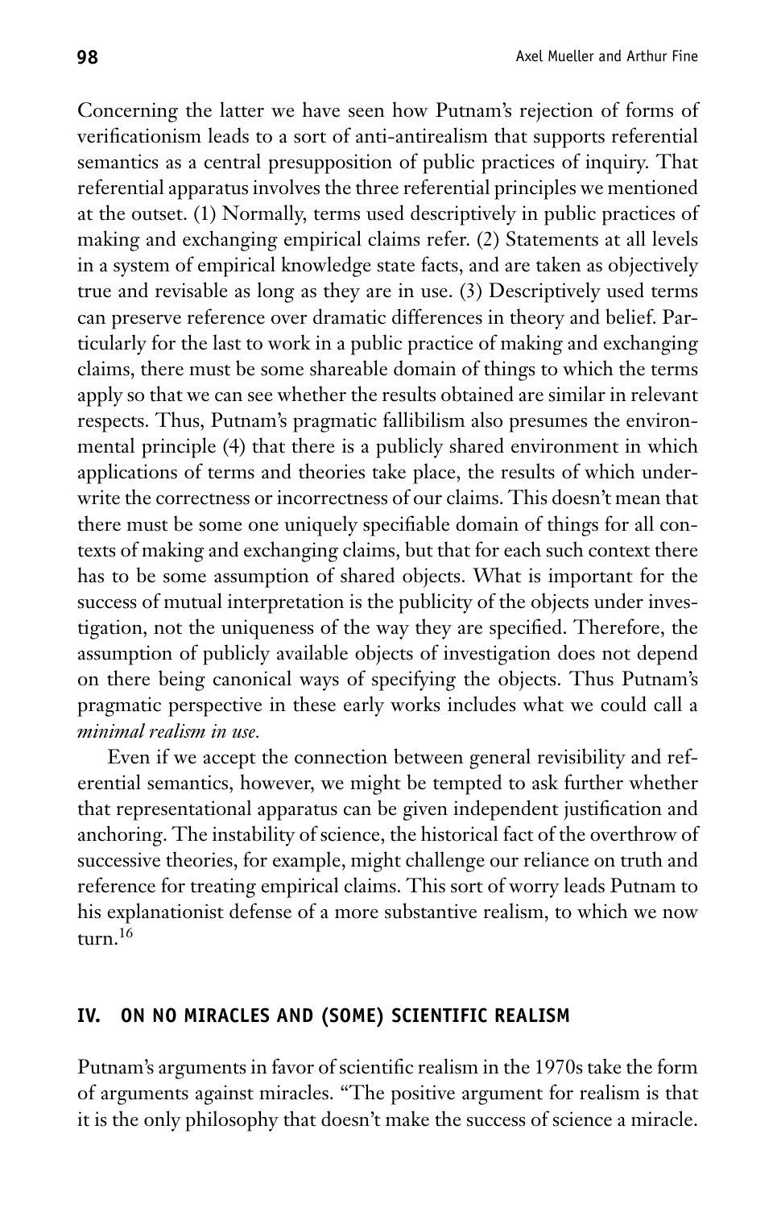Concerning the latter we have seen how Putnam's rejection of forms of verificationism leads to a sort of anti-antirealism that supports referential semantics as a central presupposition of public practices of inquiry. That referential apparatus involves the three referential principles we mentioned at the outset. (1) Normally, terms used descriptively in public practices of making and exchanging empirical claims refer. (2) Statements at all levels in a system of empirical knowledge state facts, and are taken as objectively true and revisable as long as they are in use. (3) Descriptively used terms can preserve reference over dramatic differences in theory and belief. Particularly for the last to work in a public practice of making and exchanging claims, there must be some shareable domain of things to which the terms apply so that we can see whether the results obtained are similar in relevant respects. Thus, Putnam's pragmatic fallibilism also presumes the environmental principle (4) that there is a publicly shared environment in which applications of terms and theories take place, the results of which underwrite the correctness or incorrectness of our claims. This doesn't mean that there must be some one uniquely specifiable domain of things for all contexts of making and exchanging claims, but that for each such context there has to be some assumption of shared objects. What is important for the success of mutual interpretation is the publicity of the objects under investigation, not the uniqueness of the way they are specified. Therefore, the assumption of publicly available objects of investigation does not depend on there being canonical ways of specifying the objects. Thus Putnam's pragmatic perspective in these early works includes what we could call a *minimal realism in use*.

Even if we accept the connection between general revisibility and referential semantics, however, we might be tempted to ask further whether that representational apparatus can be given independent justification and anchoring. The instability of science, the historical fact of the overthrow of successive theories, for example, might challenge our reliance on truth and reference for treating empirical claims. This sort of worry leads Putnam to his explanationist defense of a more substantive realism, to which we now turn.[16]

## IV. ON NO MIRACLES AND (SOME) SCIENTIFIC REALISM

Putnam's arguments in favor of scientific realism in the 1970s take the form of arguments against miracles. "The positive argument for realism is that it is the only philosophy that doesn't make the success of science a miracle.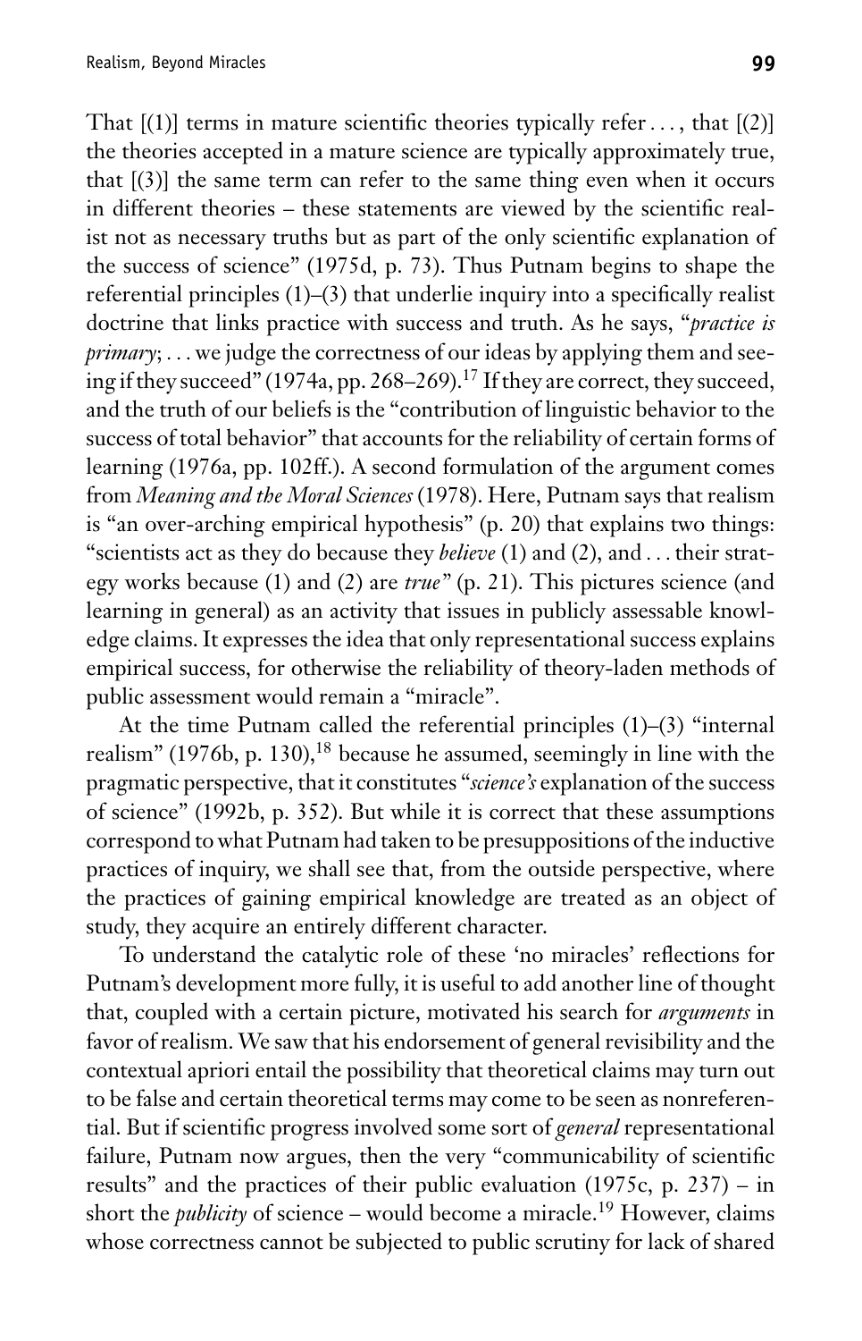That [(1)] terms in mature scientific theories typically refer . . . , that [(2)] the theories accepted in a mature science are typically approximately true, that [(3)] the same term can refer to the same thing even when it occurs in different theories – these statements are viewed by the scientific realist not as necessary truths but as part of the only scientific explanation of the success of science" (1975d, p. 73). Thus Putnam begins to shape the referential principles (1)–(3) that underlie inquiry into a specifically realist doctrine that links practice with success and truth. As he says, "*practice is primary*; . . . we judge the correctness of our ideas by applying them and seeing if they succeed" (1974a, pp. 268–269).[17] If they are correct, they succeed, and the truth of our beliefs is the "contribution of linguistic behavior to the success of total behavior" that accounts for the reliability of certain forms of learning (1976a, pp. 102ff.). A second formulation of the argument comes from *Meaning and the Moral Sciences* (1978). Here, Putnam says that realism is "an over-arching empirical hypothesis" (p. 20) that explains two things: "scientists act as they do because they *believe* (1) and (2), and . . . their strategy works because (1) and (2) are *true*" (p. 21). This pictures science (and learning in general) as an activity that issues in publicly assessable knowledge claims. It expresses the idea that only representational success explains empirical success, for otherwise the reliability of theory-laden methods of public assessment would remain a "miracle".

At the time Putnam called the referential principles (1)–(3) "internal realism" (1976b, p. 130),[18] because he assumed, seemingly in line with the pragmatic perspective, that it constitutes "*science's* explanation of the success of science" (1992b, p. 352). But while it is correct that these assumptions correspond to what Putnam had taken to be presuppositions of the inductive practices of inquiry, we shall see that, from the outside perspective, where the practices of gaining empirical knowledge are treated as an object of study, they acquire an entirely different character.

To understand the catalytic role of these 'no miracles' reflections for Putnam's development more fully, it is useful to add another line of thought that, coupled with a certain picture, motivated his search for *arguments* in favor of realism. We saw that his endorsement of general revisibility and the contextual apriori entail the possibility that theoretical claims may turn out to be false and certain theoretical terms may come to be seen as nonreferential. But if scientific progress involved some sort of *general* representational failure, Putnam now argues, then the very "communicability of scientific results" and the practices of their public evaluation (1975c, p. 237) – in short the *publicity* of science – would become a miracle.[19] However, claims whose correctness cannot be subjected to public scrutiny for lack of shared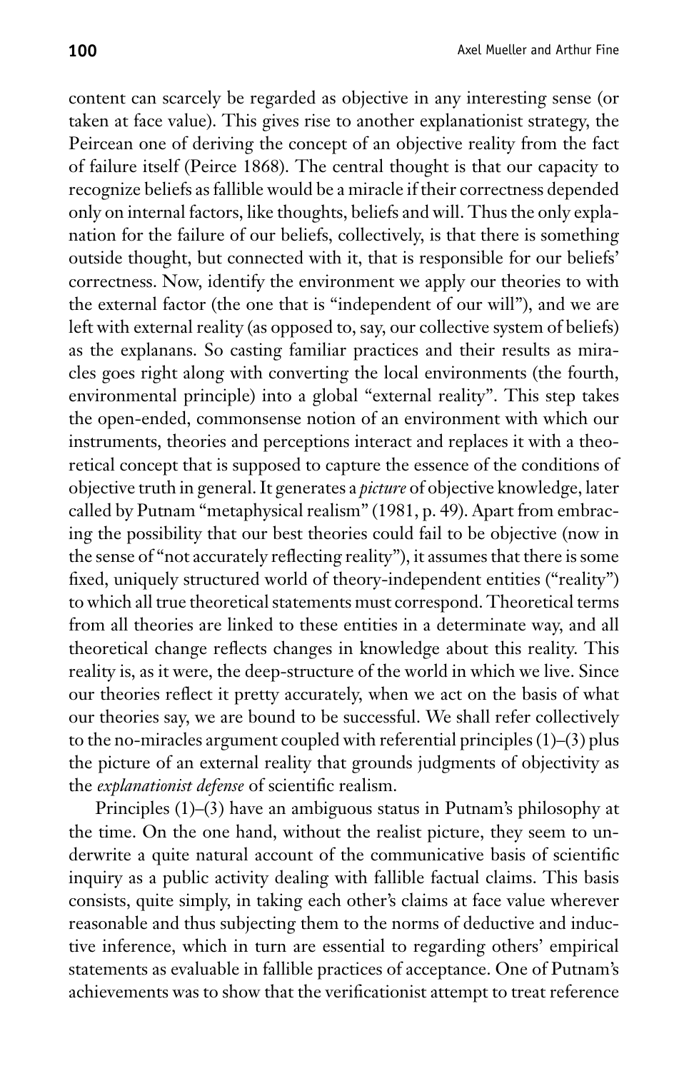content can scarcely be regarded as objective in any interesting sense (or taken at face value). This gives rise to another explanationist strategy, the Peircean one of deriving the concept of an objective reality from the fact of failure itself (Peirce 1868). The central thought is that our capacity to recognize beliefs as fallible would be a miracle if their correctness depended only on internal factors, like thoughts, beliefs and will. Thus the only explanation for the failure of our beliefs, collectively, is that there is something outside thought, but connected with it, that is responsible for our beliefs' correctness. Now, identify the environment we apply our theories to with the external factor (the one that is "independent of our will"), and we are left with external reality (as opposed to, say, our collective system of beliefs) as the explanans. So casting familiar practices and their results as miracles goes right along with converting the local environments (the fourth, environmental principle) into a global "external reality". This step takes the open-ended, commonsense notion of an environment with which our instruments, theories and perceptions interact and replaces it with a theoretical concept that is supposed to capture the essence of the conditions of objective truth in general. It generates a *picture* of objective knowledge, later called by Putnam "metaphysical realism" (1981, p. 49). Apart from embracing the possibility that our best theories could fail to be objective (now in the sense of "not accurately reflecting reality"), it assumes that there is some fixed, uniquely structured world of theory-independent entities ("reality") to which all true theoretical statements must correspond. Theoretical terms from all theories are linked to these entities in a determinate way, and all theoretical change reflects changes in knowledge about this reality. This reality is, as it were, the deep-structure of the world in which we live. Since our theories reflect it pretty accurately, when we act on the basis of what our theories say, we are bound to be successful. We shall refer collectively to the no-miracles argument coupled with referential principles (1)–(3) plus the picture of an external reality that grounds judgments of objectivity as the *explanationist defense* of scientific realism.

Principles (1)–(3) have an ambiguous status in Putnam's philosophy at the time. On the one hand, without the realist picture, they seem to underwrite a quite natural account of the communicative basis of scientific inquiry as a public activity dealing with fallible factual claims. This basis consists, quite simply, in taking each other's claims at face value wherever reasonable and thus subjecting them to the norms of deductive and inductive inference, which in turn are essential to regarding others' empirical statements as evaluable in fallible practices of acceptance. One of Putnam's achievements was to show that the verificationist attempt to treat reference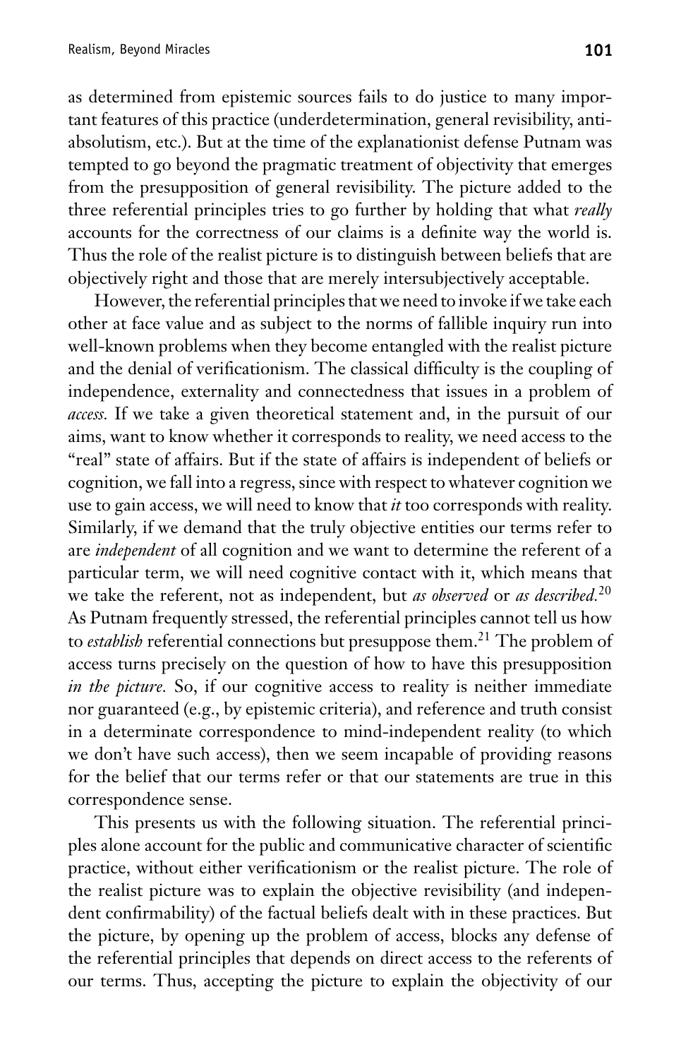as determined from epistemic sources fails to do justice to many important features of this practice (underdetermination, general revisibility, anti-absolutism, etc.). But at the time of the explanationist defense Putnam was tempted to go beyond the pragmatic treatment of objectivity that emerges from the presupposition of general revisibility. The picture added to the three referential principles tries to go further by holding that what *really* accounts for the correctness of our claims is a definite way the world is. Thus the role of the realist picture is to distinguish between beliefs that are objectively right and those that are merely intersubjectively acceptable.

However, the referential principles that we need to invoke if we take each other at face value and as subject to the norms of fallible inquiry run into well-known problems when they become entangled with the realist picture and the denial of verificationism. The classical difficulty is the coupling of independence, externality and connectedness that issues in a problem of *access*. If we take a given theoretical statement and, in the pursuit of our aims, want to know whether it corresponds to reality, we need access to the "real" state of affairs. But if the state of affairs is independent of beliefs or cognition, we fall into a regress, since with respect to whatever cognition we use to gain access, we will need to know that *it* too corresponds with reality. Similarly, if we demand that the truly objective entities our terms refer to are *independent* of all cognition and we want to determine the referent of a particular term, we will need cognitive contact with it, which means that we take the referent, not as independent, but *as observed* or *as described*.[20] As Putnam frequently stressed, the referential principles cannot tell us how to *establish* referential connections but presuppose them.[21] The problem of access turns precisely on the question of how to have this presupposition *in the picture*. So, if our cognitive access to reality is neither immediate nor guaranteed (e.g., by epistemic criteria), and reference and truth consist in a determinate correspondence to mind-independent reality (to which we don't have such access), then we seem incapable of providing reasons for the belief that our terms refer or that our statements are true in this correspondence sense.

This presents us with the following situation. The referential principles alone account for the public and communicative character of scientific practice, without either verificationism or the realist picture. The role of the realist picture was to explain the objective revisibility (and independent confirmability) of the factual beliefs dealt with in these practices. But the picture, by opening up the problem of access, blocks any defense of the referential principles that depends on direct access to the referents of our terms. Thus, accepting the picture to explain the objectivity of our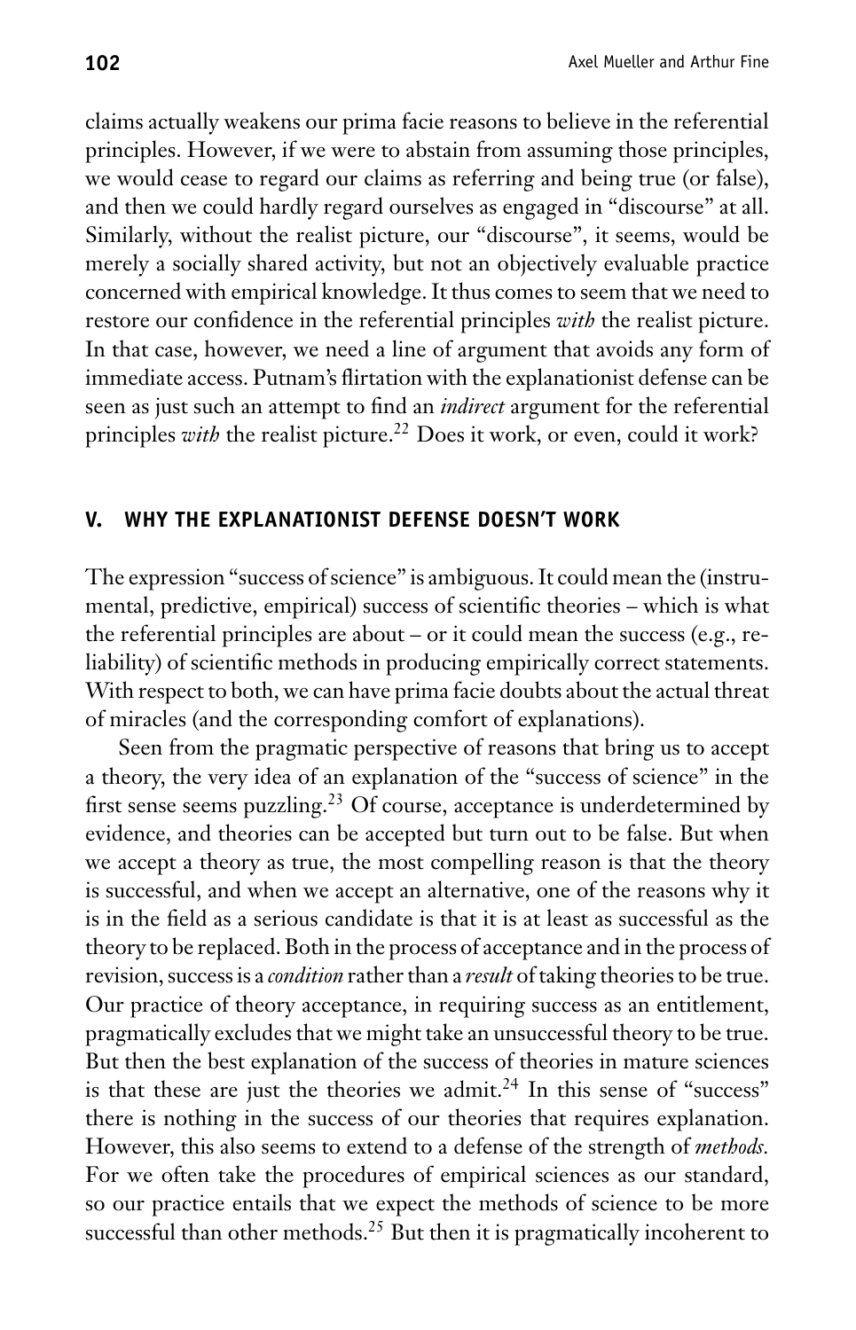claims actually weakens our prima facie reasons to believe in the referential principles. However, if we were to abstain from assuming those principles, we would cease to regard our claims as referring and being true (or false), and then we could hardly regard ourselves as engaged in "discourse" at all. Similarly, without the realist picture, our "discourse", it seems, would be merely a socially shared activity, but not an objectively evaluable practice concerned with empirical knowledge. It thus comes to seem that we need to restore our confidence in the referential principles *with* the realist picture. In that case, however, we need a line of argument that avoids any form of immediate access. Putnam's flirtation with the explanationist defense can be seen as just such an attempt to find an *indirect* argument for the referential principles *with* the realist picture.[22] Does it work, or even, could it work?

## V. WHY THE EXPLANATIONIST DEFENSE DOESN'T WORK

The expression "success of science" is ambiguous. It could mean the (instrumental, predictive, empirical) success of scientific theories – which is what the referential principles are about – or it could mean the success (e.g., reliability) of scientific methods in producing empirically correct statements. With respect to both, we can have prima facie doubts about the actual threat of miracles (and the corresponding comfort of explanations).

Seen from the pragmatic perspective of reasons that bring us to accept a theory, the very idea of an explanation of the "success of science" in the first sense seems puzzling.[23] Of course, acceptance is underdetermined by evidence, and theories can be accepted but turn out to be false. But when we accept a theory as true, the most compelling reason is that the theory is successful, and when we accept an alternative, one of the reasons why it is in the field as a serious candidate is that it is at least as successful as the theory to be replaced. Both in the process of acceptance and in the process of revision, success is a *condition* rather than a *result* of taking theories to be true. Our practice of theory acceptance, in requiring success as an entitlement, pragmatically excludes that we might take an unsuccessful theory to be true. But then the best explanation of the success of theories in mature sciences is that these are just the theories we admit.[24] In this sense of "success" there is nothing in the success of our theories that requires explanation. However, this also seems to extend to a defense of the strength of *methods*. For we often take the procedures of empirical sciences as our standard, so our practice entails that we expect the methods of science to be more successful than other methods.[25] But then it is pragmatically incoherent to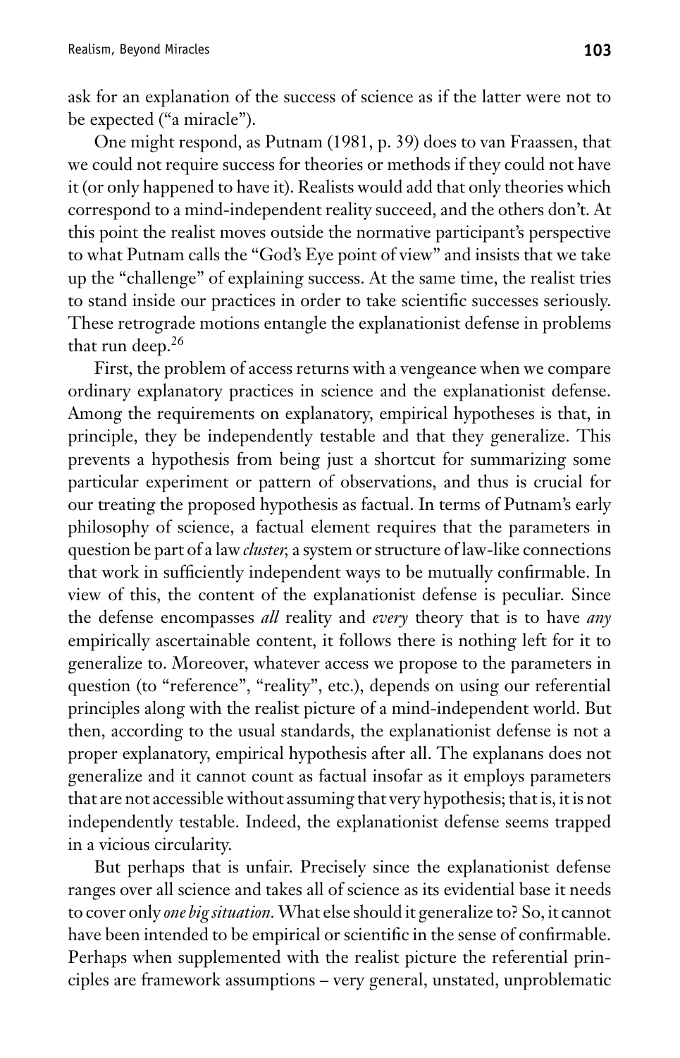ask for an explanation of the success of science as if the latter were not to be expected ("a miracle").

One might respond, as Putnam (1981, p. 39) does to van Fraassen, that we could not require success for theories or methods if they could not have it (or only happened to have it). Realists would add that only theories which correspond to a mind-independent reality succeed, and the others don't. At this point the realist moves outside the normative participant's perspective to what Putnam calls the "God's Eye point of view" and insists that we take up the "challenge" of explaining success. At the same time, the realist tries to stand inside our practices in order to take scientific successes seriously. These retrograde motions entangle the explanationist defense in problems that run deep.[26]

First, the problem of access returns with a vengeance when we compare ordinary explanatory practices in science and the explanationist defense. Among the requirements on explanatory, empirical hypotheses is that, in principle, they be independently testable and that they generalize. This prevents a hypothesis from being just a shortcut for summarizing some particular experiment or pattern of observations, and thus is crucial for our treating the proposed hypothesis as factual. In terms of Putnam's early philosophy of science, a factual element requires that the parameters in question be part of a law *cluster*, a system or structure of law-like connections that work in sufficiently independent ways to be mutually confirmable. In view of this, the content of the explanationist defense is peculiar. Since the defense encompasses *all* reality and *every* theory that is to have *any* empirically ascertainable content, it follows there is nothing left for it to generalize to. Moreover, whatever access we propose to the parameters in question (to "reference", "reality", etc.), depends on using our referential principles along with the realist picture of a mind-independent world. But then, according to the usual standards, the explanationist defense is not a proper explanatory, empirical hypothesis after all. The explanans does not generalize and it cannot count as factual insofar as it employs parameters that are not accessible without assuming that very hypothesis; that is, it is not independently testable. Indeed, the explanationist defense seems trapped in a vicious circularity.

But perhaps that is unfair. Precisely since the explanationist defense ranges over all science and takes all of science as its evidential base it needs to cover only *one big situation*. What else should it generalize to? So, it cannot have been intended to be empirical or scientific in the sense of confirmable. Perhaps when supplemented with the realist picture the referential principles are framework assumptions – very general, unstated, unproblematic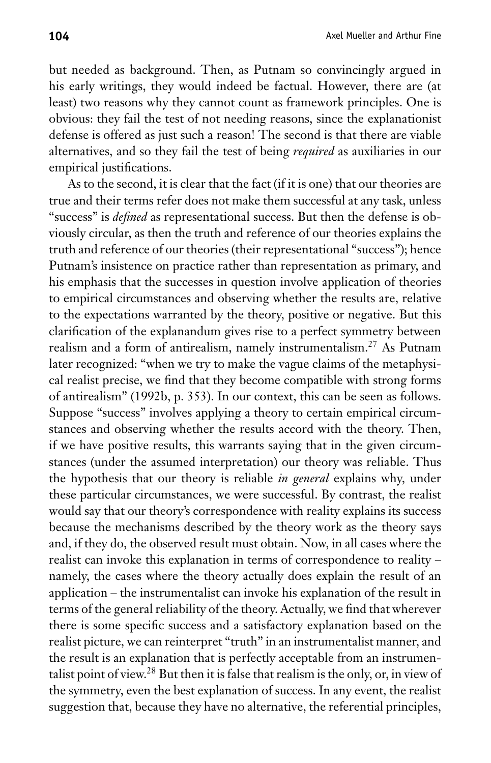but needed as background. Then, as Putnam so convincingly argued in his early writings, they would indeed be factual. However, there are (at least) two reasons why they cannot count as framework principles. One is obvious: they fail the test of not needing reasons, since the explanationist defense is offered as just such a reason! The second is that there are viable alternatives, and so they fail the test of being *required* as auxiliaries in our empirical justifications.

As to the second, it is clear that the fact (if it is one) that our theories are true and their terms refer does not make them successful at any task, unless "success" is *defined* as representational success. But then the defense is obviously circular, as then the truth and reference of our theories explains the truth and reference of our theories (their representational "success"); hence Putnam's insistence on practice rather than representation as primary, and his emphasis that the successes in question involve application of theories to empirical circumstances and observing whether the results are, relative to the expectations warranted by the theory, positive or negative. But this clarification of the explanandum gives rise to a perfect symmetry between realism and a form of antirealism, namely instrumentalism.[27] As Putnam later recognized: "when we try to make the vague claims of the metaphysical realist precise, we find that they become compatible with strong forms of antirealism" (1992b, p. 353). In our context, this can be seen as follows. Suppose "success" involves applying a theory to certain empirical circumstances and observing whether the results accord with the theory. Then, if we have positive results, this warrants saying that in the given circumstances (under the assumed interpretation) our theory was reliable. Thus the hypothesis that our theory is reliable *in general* explains why, under these particular circumstances, we were successful. By contrast, the realist would say that our theory's correspondence with reality explains its success because the mechanisms described by the theory work as the theory says and, if they do, the observed result must obtain. Now, in all cases where the realist can invoke this explanation in terms of correspondence to reality – namely, the cases where the theory actually does explain the result of an application – the instrumentalist can invoke his explanation of the result in terms of the general reliability of the theory. Actually, we find that wherever there is some specific success and a satisfactory explanation based on the realist picture, we can reinterpret "truth" in an instrumentalist manner, and the result is an explanation that is perfectly acceptable from an instrumentalist point of view.[28] But then it is false that realism is the only, or, in view of the symmetry, even the best explanation of success. In any event, the realist suggestion that, because they have no alternative, the referential principles,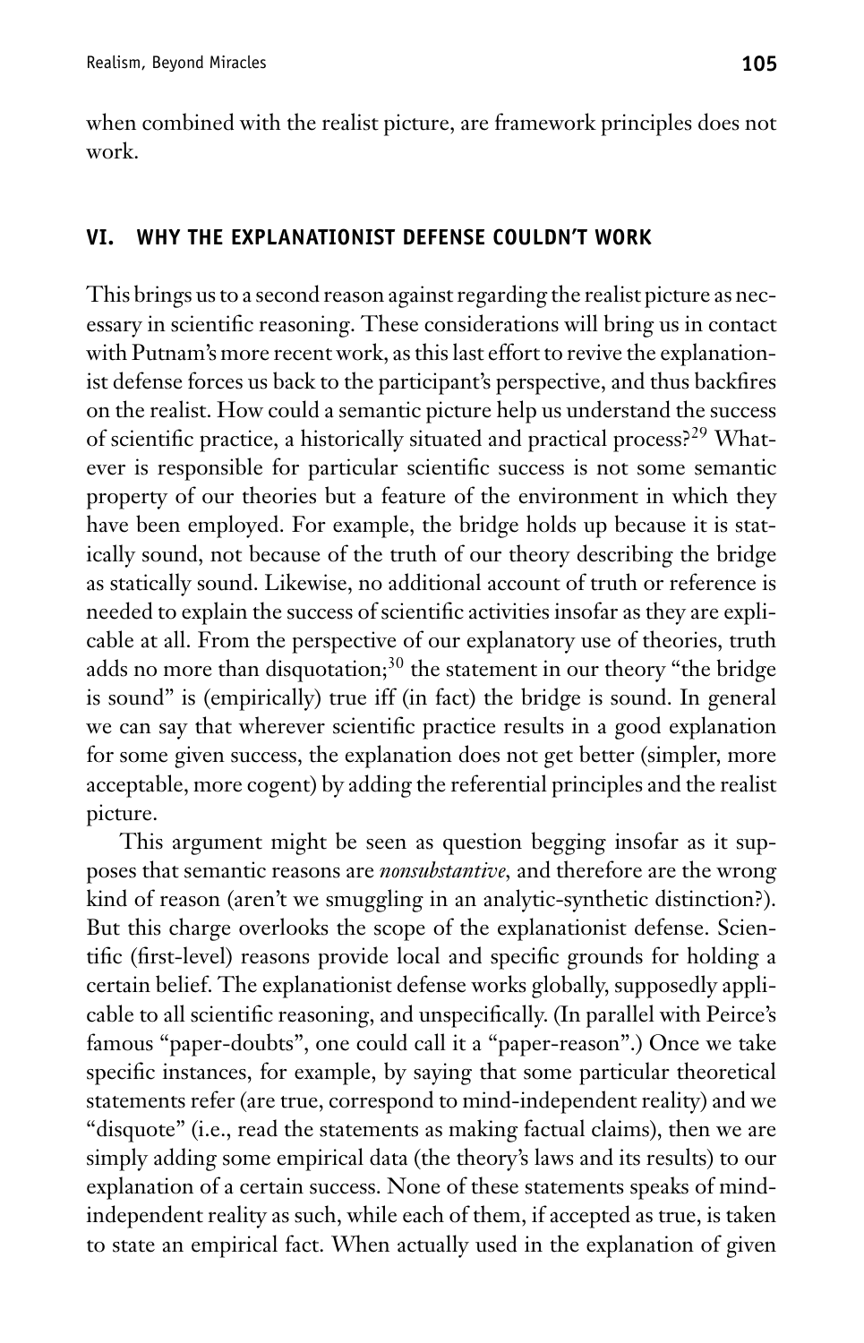when combined with the realist picture, are framework principles does not work.

## VI. WHY THE EXPLANATIONIST DEFENSE COULDN'T WORK

This brings us to a second reason against regarding the realist picture as necessary in scientific reasoning. These considerations will bring us in contact with Putnam's more recent work, as this last effort to revive the explanationist defense forces us back to the participant's perspective, and thus backfires on the realist. How could a semantic picture help us understand the success of scientific practice, a historically situated and practical process?[29] Whatever is responsible for particular scientific success is not some semantic property of our theories but a feature of the environment in which they have been employed. For example, the bridge holds up because it is statically sound, not because of the truth of our theory describing the bridge as statically sound. Likewise, no additional account of truth or reference is needed to explain the success of scientific activities insofar as they are explicable at all. From the perspective of our explanatory use of theories, truth adds no more than disquotation;[30] the statement in our theory "the bridge is sound" is (empirically) true iff (in fact) the bridge is sound. In general we can say that wherever scientific practice results in a good explanation for some given success, the explanation does not get better (simpler, more acceptable, more cogent) by adding the referential principles and the realist picture.

This argument might be seen as question begging insofar as it supposes that semantic reasons are *nonsubstantive*, and therefore are the wrong kind of reason (aren't we smuggling in an analytic-synthetic distinction?). But this charge overlooks the scope of the explanationist defense. Scientific (first-level) reasons provide local and specific grounds for holding a certain belief. The explanationist defense works globally, supposedly applicable to all scientific reasoning, and unspecifically. (In parallel with Peirce's famous "paper-doubts", one could call it a "paper-reason".) Once we take specific instances, for example, by saying that some particular theoretical statements refer (are true, correspond to mind-independent reality) and we "disquote" (i.e., read the statements as making factual claims), then we are simply adding some empirical data (the theory's laws and its results) to our explanation of a certain success. None of these statements speaks of mind-independent reality as such, while each of them, if accepted as true, is taken to state an empirical fact. When actually used in the explanation of given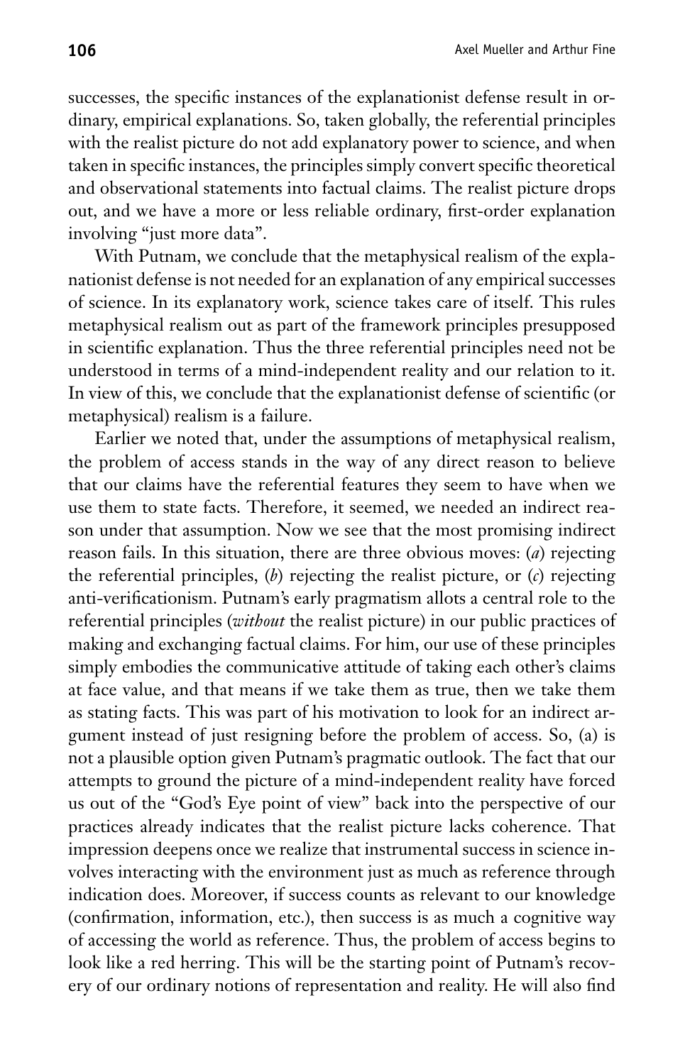successes, the specific instances of the explanationist defense result in ordinary, empirical explanations. So, taken globally, the referential principles with the realist picture do not add explanatory power to science, and when taken in specific instances, the principles simply convert specific theoretical and observational statements into factual claims. The realist picture drops out, and we have a more or less reliable ordinary, first-order explanation involving "just more data".

With Putnam, we conclude that the metaphysical realism of the explanationist defense is not needed for an explanation of any empirical successes of science. In its explanatory work, science takes care of itself. This rules metaphysical realism out as part of the framework principles presupposed in scientific explanation. Thus the three referential principles need not be understood in terms of a mind-independent reality and our relation to it. In view of this, we conclude that the explanationist defense of scientific (or metaphysical) realism is a failure.

Earlier we noted that, under the assumptions of metaphysical realism, the problem of access stands in the way of any direct reason to believe that our claims have the referential features they seem to have when we use them to state facts. Therefore, it seemed, we needed an indirect reason under that assumption. Now we see that the most promising indirect reason fails. In this situation, there are three obvious moves: (*a*) rejecting the referential principles, (*b*) rejecting the realist picture, or (*c*) rejecting anti-verificationism. Putnam's early pragmatism allots a central role to the referential principles (*without* the realist picture) in our public practices of making and exchanging factual claims. For him, our use of these principles simply embodies the communicative attitude of taking each other's claims at face value, and that means if we take them as true, then we take them as stating facts. This was part of his motivation to look for an indirect argument instead of just resigning before the problem of access. So, (a) is not a plausible option given Putnam's pragmatic outlook. The fact that our attempts to ground the picture of a mind-independent reality have forced us out of the "God's Eye point of view" back into the perspective of our practices already indicates that the realist picture lacks coherence. That impression deepens once we realize that instrumental success in science involves interacting with the environment just as much as reference through indication does. Moreover, if success counts as relevant to our knowledge (confirmation, information, etc.), then success is as much a cognitive way of accessing the world as reference. Thus, the problem of access begins to look like a red herring. This will be the starting point of Putnam's recovery of our ordinary notions of representation and reality. He will also find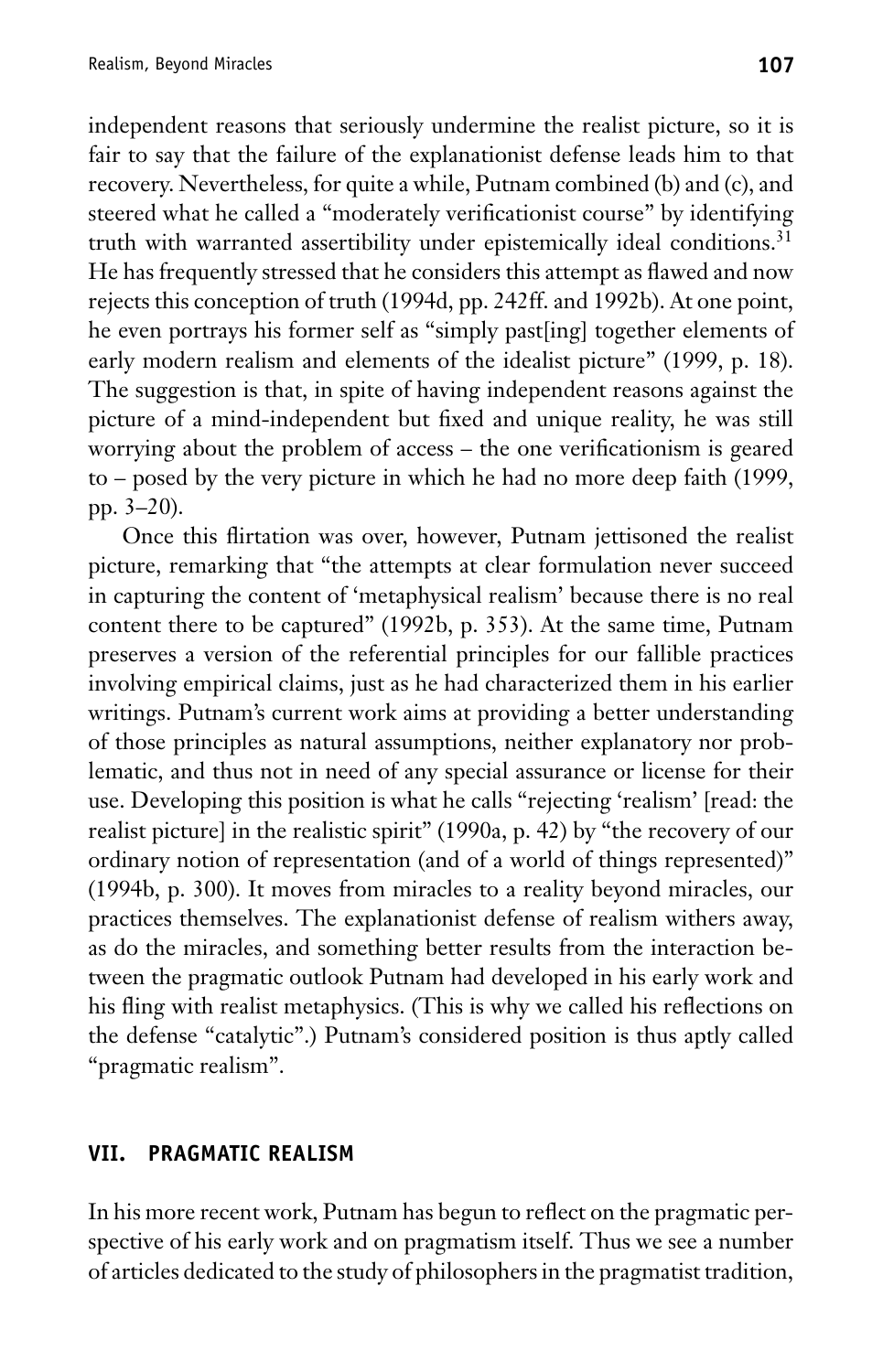independent reasons that seriously undermine the realist picture, so it is fair to say that the failure of the explanationist defense leads him to that recovery. Nevertheless, for quite a while, Putnam combined (b) and (c), and steered what he called a "moderately verificationist course" by identifying truth with warranted assertibility under epistemically ideal conditions.[31] He has frequently stressed that he considers this attempt as flawed and now rejects this conception of truth (1994d, pp. 242ff. and 1992b). At one point, he even portrays his former self as "simply past[ing] together elements of early modern realism and elements of the idealist picture" (1999, p. 18). The suggestion is that, in spite of having independent reasons against the picture of a mind-independent but fixed and unique reality, he was still worrying about the problem of access – the one verificationism is geared to – posed by the very picture in which he had no more deep faith (1999, pp. 3–20).

Once this flirtation was over, however, Putnam jettisoned the realist picture, remarking that "the attempts at clear formulation never succeed in capturing the content of 'metaphysical realism' because there is no real content there to be captured" (1992b, p. 353). At the same time, Putnam preserves a version of the referential principles for our fallible practices involving empirical claims, just as he had characterized them in his earlier writings. Putnam's current work aims at providing a better understanding of those principles as natural assumptions, neither explanatory nor problematic, and thus not in need of any special assurance or license for their use. Developing this position is what he calls "rejecting 'realism' [read: the realist picture] in the realistic spirit" (1990a, p. 42) by "the recovery of our ordinary notion of representation (and of a world of things represented)" (1994b, p. 300). It moves from miracles to a reality beyond miracles, our practices themselves. The explanationist defense of realism withers away, as do the miracles, and something better results from the interaction between the pragmatic outlook Putnam had developed in his early work and his fling with realist metaphysics. (This is why we called his reflections on the defense "catalytic".) Putnam's considered position is thus aptly called "pragmatic realism".

## VII. PRAGMATIC REALISM

In his more recent work, Putnam has begun to reflect on the pragmatic perspective of his early work and on pragmatism itself. Thus we see a number of articles dedicated to the study of philosophers in the pragmatist tradition,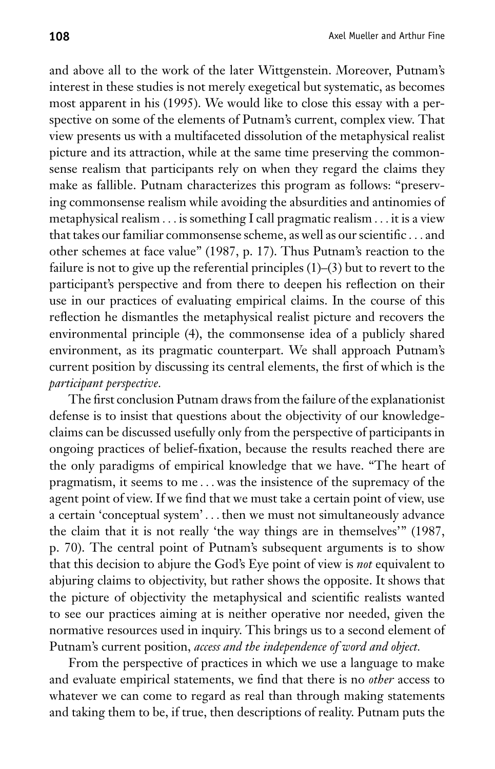and above all to the work of the later Wittgenstein. Moreover, Putnam's interest in these studies is not merely exegetical but systematic, as becomes most apparent in his (1995). We would like to close this essay with a perspective on some of the elements of Putnam's current, complex view. That view presents us with a multifaceted dissolution of the metaphysical realist picture and its attraction, while at the same time preserving the commonsense realism that participants rely on when they regard the claims they make as fallible. Putnam characterizes this program as follows: "preserving commonsense realism while avoiding the absurdities and antinomies of metaphysical realism . . . is something I call pragmatic realism . . . it is a view that takes our familiar commonsense scheme, as well as our scientific . . . and other schemes at face value" (1987, p. 17). Thus Putnam's reaction to the failure is not to give up the referential principles (1)–(3) but to revert to the participant's perspective and from there to deepen his reflection on their use in our practices of evaluating empirical claims. In the course of this reflection he dismantles the metaphysical realist picture and recovers the environmental principle (4), the commonsense idea of a publicly shared environment, as its pragmatic counterpart. We shall approach Putnam's current position by discussing its central elements, the first of which is the *participant perspective.*

The first conclusion Putnam draws from the failure of the explanationist defense is to insist that questions about the objectivity of our knowledge-claims can be discussed usefully only from the perspective of participants in ongoing practices of belief-fixation, because the results reached there are the only paradigms of empirical knowledge that we have. "The heart of pragmatism, it seems to me . . . was the insistence of the supremacy of the agent point of view. If we find that we must take a certain point of view, use a certain 'conceptual system' . . . then we must not simultaneously advance the claim that it is not really 'the way things are in themselves'" (1987, p. 70). The central point of Putnam's subsequent arguments is to show that this decision to abjure the God's Eye point of view is *not* equivalent to abjuring claims to objectivity, but rather shows the opposite. It shows that the picture of objectivity the metaphysical and scientific realists wanted to see our practices aiming at is neither operative nor needed, given the normative resources used in inquiry. This brings us to a second element of Putnam's current position, *access and the independence of word and object.*

From the perspective of practices in which we use a language to make and evaluate empirical statements, we find that there is no *other* access to whatever we can come to regard as real than through making statements and taking them to be, if true, then descriptions of reality. Putnam puts the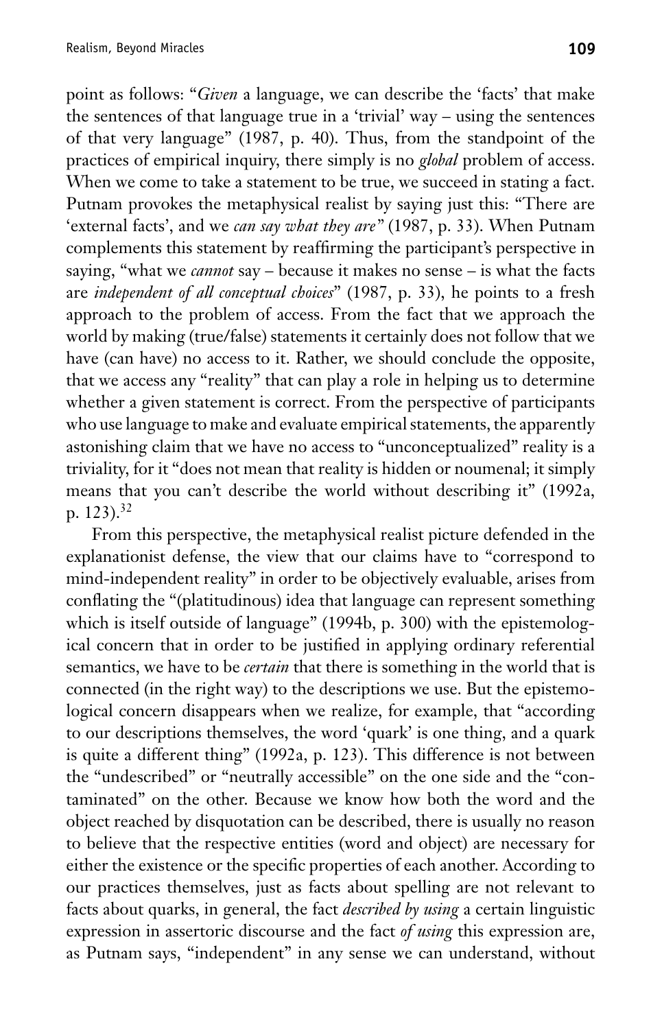point as follows: "*Given* a language, we can describe the 'facts' that make the sentences of that language true in a 'trivial' way – using the sentences of that very language" (1987, p. 40). Thus, from the standpoint of the practices of empirical inquiry, there simply is no *global* problem of access. When we come to take a statement to be true, we succeed in stating a fact. Putnam provokes the metaphysical realist by saying just this: "There are 'external facts', and we *can say what they are*" (1987, p. 33). When Putnam complements this statement by reaffirming the participant's perspective in saying, "what we *cannot* say – because it makes no sense – is what the facts are *independent of all conceptual choices*" (1987, p. 33), he points to a fresh approach to the problem of access. From the fact that we approach the world by making (true/false) statements it certainly does not follow that we have (can have) no access to it. Rather, we should conclude the opposite, that we access any "reality" that can play a role in helping us to determine whether a given statement is correct. From the perspective of participants who use language to make and evaluate empirical statements, the apparently astonishing claim that we have no access to "unconceptualized" reality is a triviality, for it "does not mean that reality is hidden or noumenal; it simply means that you can't describe the world without describing it" (1992a, p. 123).[32]

From this perspective, the metaphysical realist picture defended in the explanationist defense, the view that our claims have to "correspond to mind-independent reality" in order to be objectively evaluable, arises from conflating the "(platitudinous) idea that language can represent something which is itself outside of language" (1994b, p. 300) with the epistemological concern that in order to be justified in applying ordinary referential semantics, we have to be *certain* that there is something in the world that is connected (in the right way) to the descriptions we use. But the epistemological concern disappears when we realize, for example, that "according to our descriptions themselves, the word 'quark' is one thing, and a quark is quite a different thing" (1992a, p. 123). This difference is not between the "undescribed" or "neutrally accessible" on the one side and the "contaminated" on the other. Because we know how both the word and the object reached by disquotation can be described, there is usually no reason to believe that the respective entities (word and object) are necessary for either the existence or the specific properties of each another. According to our practices themselves, just as facts about spelling are not relevant to facts about quarks, in general, the fact *described by using* a certain linguistic expression in assertoric discourse and the fact *of using* this expression are, as Putnam says, "independent" in any sense we can understand, without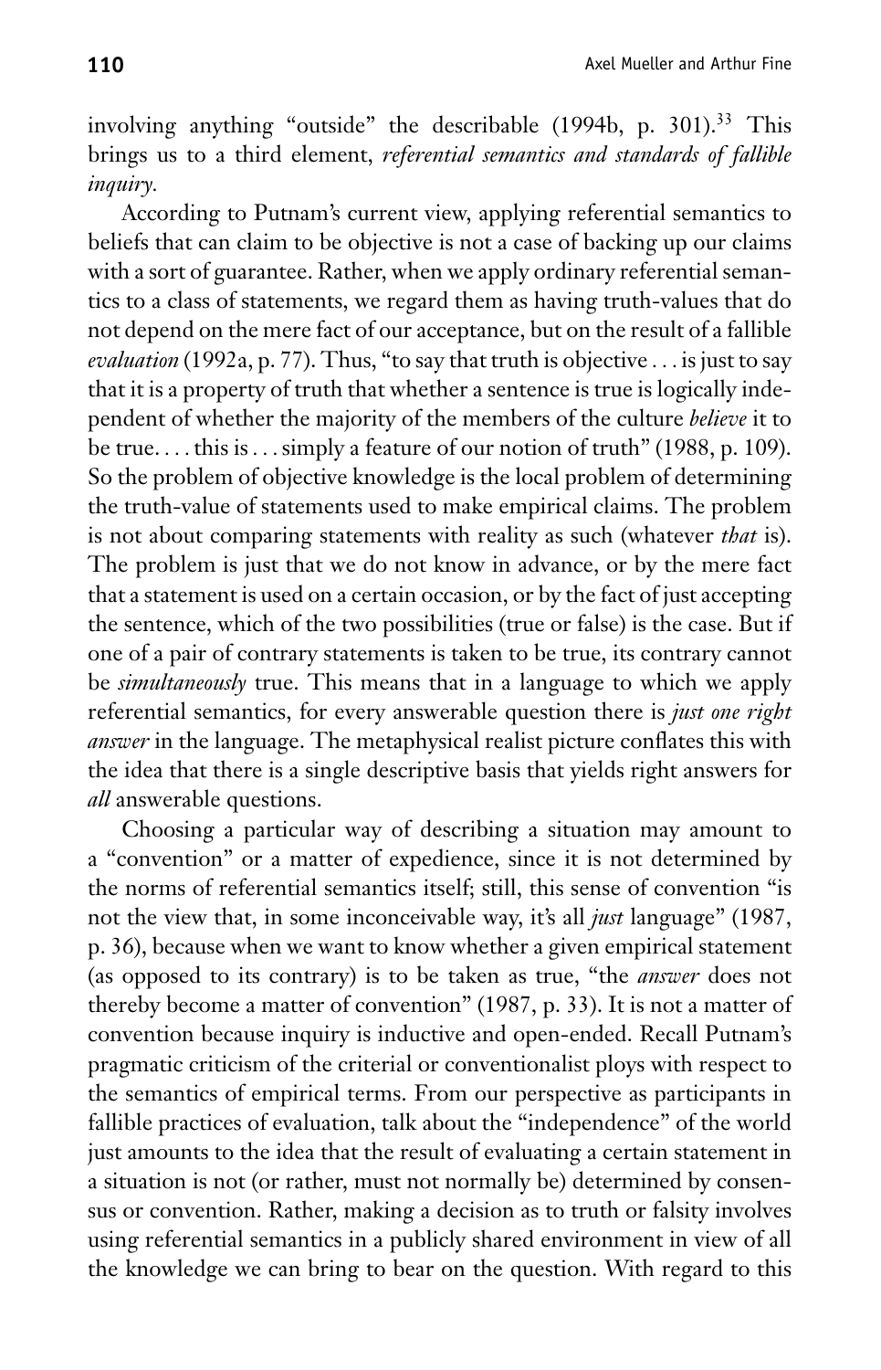involving anything "outside" the describable (1994b, p. 301).[33] This brings us to a third element, *referential semantics and standards of fallible inquiry*.

According to Putnam's current view, applying referential semantics to beliefs that can claim to be objective is not a case of backing up our claims with a sort of guarantee. Rather, when we apply ordinary referential semantics to a class of statements, we regard them as having truth-values that do not depend on the mere fact of our acceptance, but on the result of a fallible *evaluation* (1992a, p. 77). Thus, "to say that truth is objective . . . is just to say that it is a property of truth that whether a sentence is true is logically independent of whether the majority of the members of the culture *believe* it to be true. . . . this is . . . simply a feature of our notion of truth" (1988, p. 109). So the problem of objective knowledge is the local problem of determining the truth-value of statements used to make empirical claims. The problem is not about comparing statements with reality as such (whatever *that* is). The problem is just that we do not know in advance, or by the mere fact that a statement is used on a certain occasion, or by the fact of just accepting the sentence, which of the two possibilities (true or false) is the case. But if one of a pair of contrary statements is taken to be true, its contrary cannot be *simultaneously* true. This means that in a language to which we apply referential semantics, for every answerable question there is *just one right answer* in the language. The metaphysical realist picture conflates this with the idea that there is a single descriptive basis that yields right answers for *all* answerable questions.

Choosing a particular way of describing a situation may amount to a "convention" or a matter of expedience, since it is not determined by the norms of referential semantics itself; still, this sense of convention "is not the view that, in some inconceivable way, it's all *just* language" (1987, p. 36), because when we want to know whether a given empirical statement (as opposed to its contrary) is to be taken as true, "the *answer* does not thereby become a matter of convention" (1987, p. 33). It is not a matter of convention because inquiry is inductive and open-ended. Recall Putnam's pragmatic criticism of the criterial or conventionalist ploys with respect to the semantics of empirical terms. From our perspective as participants in fallible practices of evaluation, talk about the "independence" of the world just amounts to the idea that the result of evaluating a certain statement in a situation is not (or rather, must not normally be) determined by consensus or convention. Rather, making a decision as to truth or falsity involves using referential semantics in a publicly shared environment in view of all the knowledge we can bring to bear on the question. With regard to this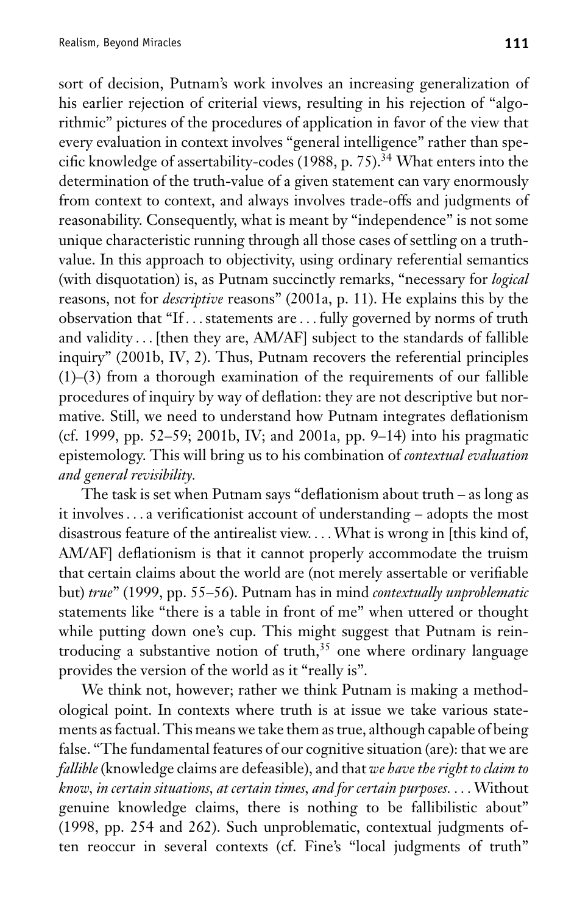sort of decision, Putnam's work involves an increasing generalization of his earlier rejection of criterial views, resulting in his rejection of "algorithmic" pictures of the procedures of application in favor of the view that every evaluation in context involves "general intelligence" rather than specific knowledge of assertability-codes (1988, p. 75).[34] What enters into the determination of the truth-value of a given statement can vary enormously from context to context, and always involves trade-offs and judgments of reasonability. Consequently, what is meant by "independence" is not some unique characteristic running through all those cases of settling on a truth-value. In this approach to objectivity, using ordinary referential semantics (with disquotation) is, as Putnam succinctly remarks, "necessary for *logical* reasons, not for *descriptive* reasons" (2001a, p. 11). He explains this by the observation that "If . . . statements are . . . fully governed by norms of truth and validity . . . [then they are, AM/AF] subject to the standards of fallible inquiry" (2001b, IV, 2). Thus, Putnam recovers the referential principles (1)–(3) from a thorough examination of the requirements of our fallible procedures of inquiry by way of deflation: they are not descriptive but normative. Still, we need to understand how Putnam integrates deflationism (cf. 1999, pp. 52–59; 2001b, IV; and 2001a, pp. 9–14) into his pragmatic epistemology. This will bring us to his combination of *contextual evaluation and general revisibility.*

The task is set when Putnam says "deflationism about truth – as long as it involves . . . a verificationist account of understanding – adopts the most disastrous feature of the antirealist view. . . . What is wrong in [this kind of, AM/AF] deflationism is that it cannot properly accommodate the truism that certain claims about the world are (not merely assertable or verifiable but) *true*" (1999, pp. 55–56). Putnam has in mind *contextually unproblematic* statements like "there is a table in front of me" when uttered or thought while putting down one's cup. This might suggest that Putnam is reintroducing a substantive notion of truth,[35] one where ordinary language provides the version of the world as it "really is".

We think not, however; rather we think Putnam is making a methodological point. In contexts where truth is at issue we take various statements as factual. This means we take them as true, although capable of being false. "The fundamental features of our cognitive situation (are): that we are *fallible* (knowledge claims are defeasible), and that *we have the right to claim to know, in certain situations, at certain times, and for certain purposes*. . . . Without genuine knowledge claims, there is nothing to be fallibilistic about" (1998, pp. 254 and 262). Such unproblematic, contextual judgments often reoccur in several contexts (cf. Fine's "local judgments of truth"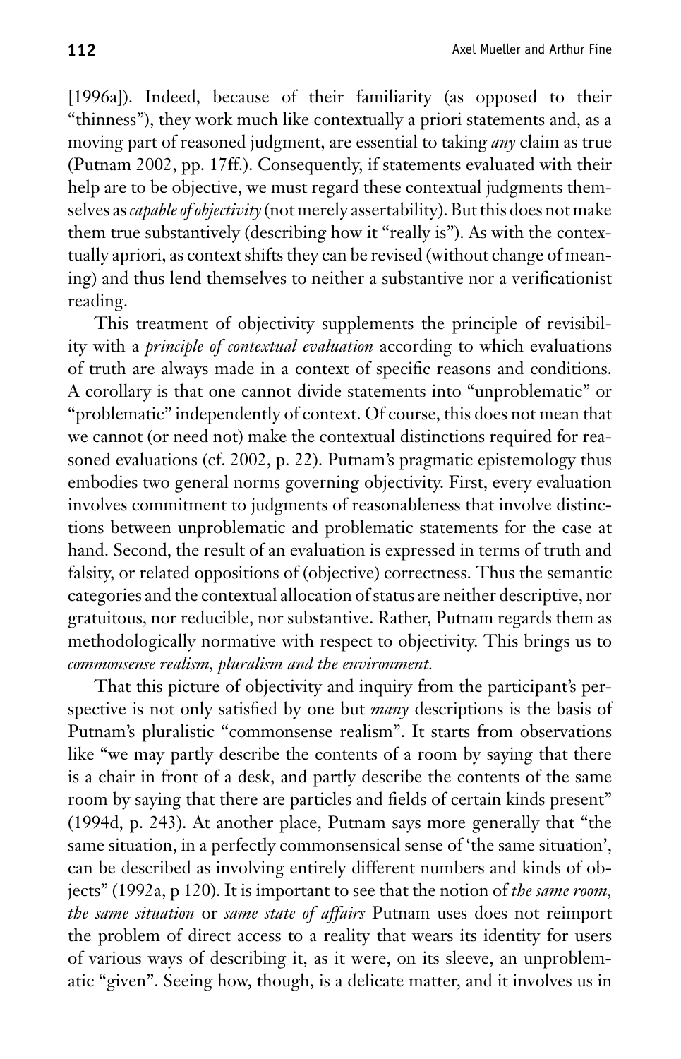[1996a]). Indeed, because of their familiarity (as opposed to their "thinness"), they work much like contextually a priori statements and, as a moving part of reasoned judgment, are essential to taking *any* claim as true (Putnam 2002, pp. 17ff.). Consequently, if statements evaluated with their help are to be objective, we must regard these contextual judgments themselves as *capable of objectivity* (not merely assertability). But this does not make them true substantively (describing how it "really is"). As with the contextually apriori, as context shifts they can be revised (without change of meaning) and thus lend themselves to neither a substantive nor a verificationist reading.

This treatment of objectivity supplements the principle of revisibility with a *principle of contextual evaluation* according to which evaluations of truth are always made in a context of specific reasons and conditions. A corollary is that one cannot divide statements into "unproblematic" or "problematic" independently of context. Of course, this does not mean that we cannot (or need not) make the contextual distinctions required for reasoned evaluations (cf. 2002, p. 22). Putnam's pragmatic epistemology thus embodies two general norms governing objectivity. First, every evaluation involves commitment to judgments of reasonableness that involve distinctions between unproblematic and problematic statements for the case at hand. Second, the result of an evaluation is expressed in terms of truth and falsity, or related oppositions of (objective) correctness. Thus the semantic categories and the contextual allocation of status are neither descriptive, nor gratuitous, nor reducible, nor substantive. Rather, Putnam regards them as methodologically normative with respect to objectivity. This brings us to *commonsense realism, pluralism and the environment.*

That this picture of objectivity and inquiry from the participant's perspective is not only satisfied by one but *many* descriptions is the basis of Putnam's pluralistic "commonsense realism". It starts from observations like "we may partly describe the contents of a room by saying that there is a chair in front of a desk, and partly describe the contents of the same room by saying that there are particles and fields of certain kinds present" (1994d, p. 243). At another place, Putnam says more generally that "the same situation, in a perfectly commonsensical sense of 'the same situation', can be described as involving entirely different numbers and kinds of objects" (1992a, p 120). It is important to see that the notion of *the same room, the same situation* or *same state of affairs* Putnam uses does not reimport the problem of direct access to a reality that wears its identity for users of various ways of describing it, as it were, on its sleeve, an unproblematic "given". Seeing how, though, is a delicate matter, and it involves us in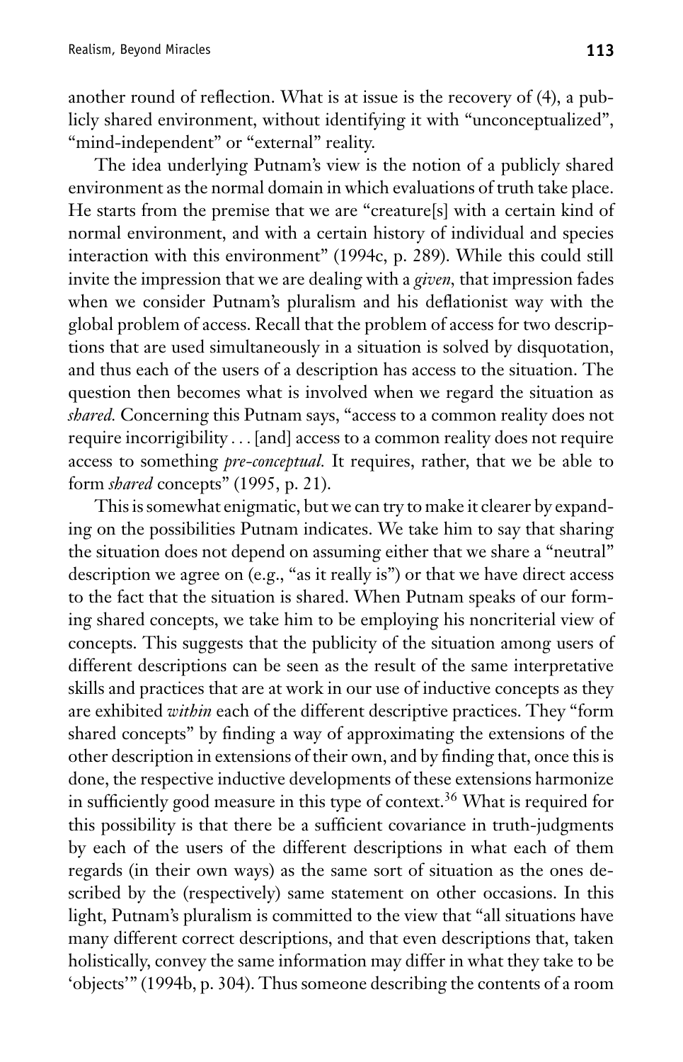another round of reflection. What is at issue is the recovery of (4), a publicly shared environment, without identifying it with "unconceptualized", "mind-independent" or "external" reality.

The idea underlying Putnam's view is the notion of a publicly shared environment as the normal domain in which evaluations of truth take place. He starts from the premise that we are "creature[s] with a certain kind of normal environment, and with a certain history of individual and species interaction with this environment" (1994c, p. 289). While this could still invite the impression that we are dealing with a *given*, that impression fades when we consider Putnam's pluralism and his deflationist way with the global problem of access. Recall that the problem of access for two descriptions that are used simultaneously in a situation is solved by disquotation, and thus each of the users of a description has access to the situation. The question then becomes what is involved when we regard the situation as *shared.* Concerning this Putnam says, "access to a common reality does not require incorrigibility . . . [and] access to a common reality does not require access to something *pre-conceptual.* It requires, rather, that we be able to form *shared* concepts" (1995, p. 21).

This is somewhat enigmatic, but we can try to make it clearer by expanding on the possibilities Putnam indicates. We take him to say that sharing the situation does not depend on assuming either that we share a "neutral" description we agree on (e.g., "as it really is") or that we have direct access to the fact that the situation is shared. When Putnam speaks of our forming shared concepts, we take him to be employing his noncriterial view of concepts. This suggests that the publicity of the situation among users of different descriptions can be seen as the result of the same interpretative skills and practices that are at work in our use of inductive concepts as they are exhibited *within* each of the different descriptive practices. They "form shared concepts" by finding a way of approximating the extensions of the other description in extensions of their own, and by finding that, once this is done, the respective inductive developments of these extensions harmonize in sufficiently good measure in this type of context.[36] What is required for this possibility is that there be a sufficient covariance in truth-judgments by each of the users of the different descriptions in what each of them regards (in their own ways) as the same sort of situation as the ones described by the (respectively) same statement on other occasions. In this light, Putnam's pluralism is committed to the view that "all situations have many different correct descriptions, and that even descriptions that, taken holistically, convey the same information may differ in what they take to be 'objects'" (1994b, p. 304). Thus someone describing the contents of a room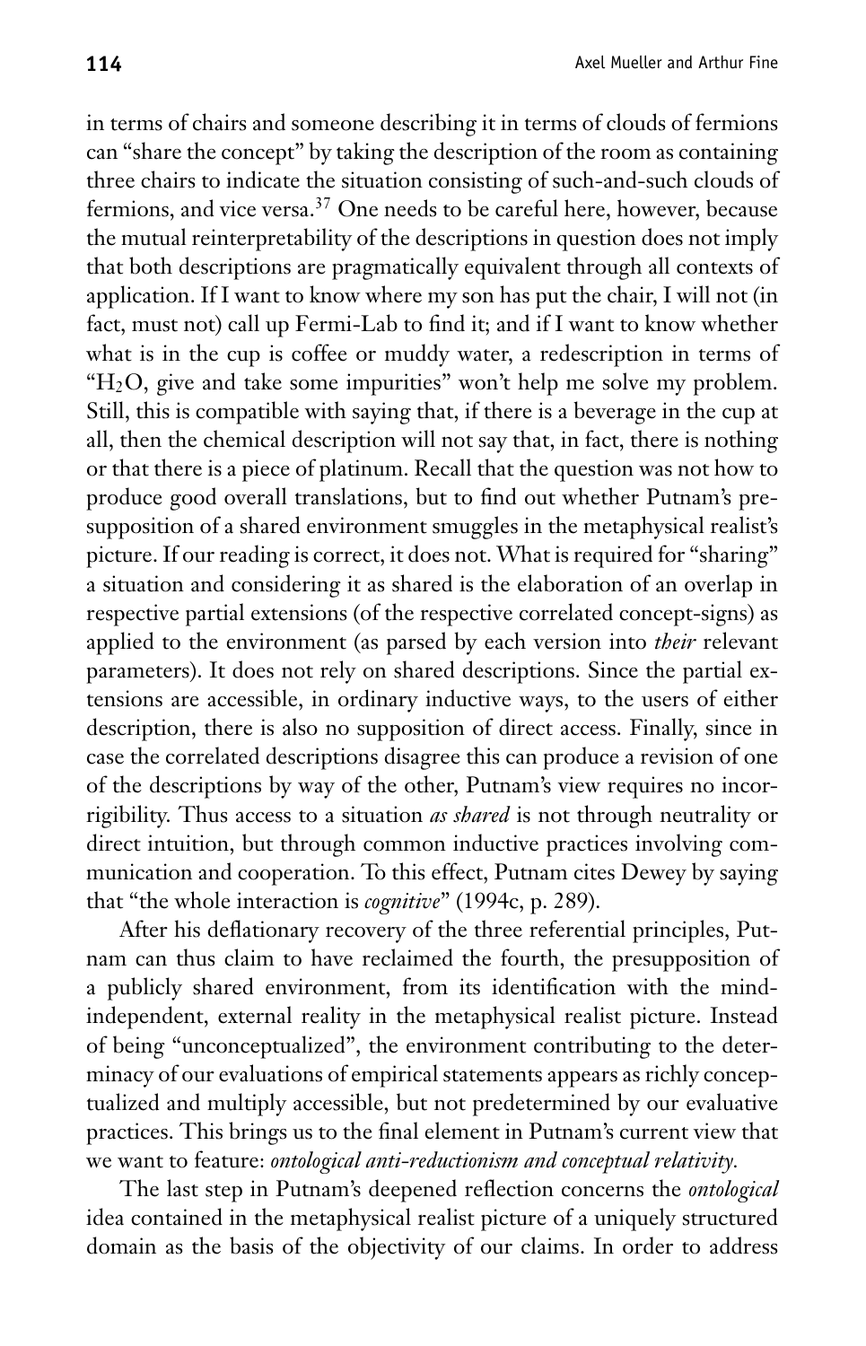in terms of chairs and someone describing it in terms of clouds of fermions can "share the concept" by taking the description of the room as containing three chairs to indicate the situation consisting of such-and-such clouds of fermions, and vice versa.[37] One needs to be careful here, however, because the mutual reinterpretability of the descriptions in question does not imply that both descriptions are pragmatically equivalent through all contexts of application. If I want to know where my son has put the chair, I will not (in fact, must not) call up Fermi-Lab to find it; and if I want to know whether what is in the cup is coffee or muddy water, a redescription in terms of "$H_2O$, give and take some impurities" won't help me solve my problem. Still, this is compatible with saying that, if there is a beverage in the cup at all, then the chemical description will not say that, in fact, there is nothing or that there is a piece of platinum. Recall that the question was not how to produce good overall translations, but to find out whether Putnam's presupposition of a shared environment smuggles in the metaphysical realist's picture. If our reading is correct, it does not. What is required for "sharing" a situation and considering it as shared is the elaboration of an overlap in respective partial extensions (of the respective correlated concept-signs) as applied to the environment (as parsed by each version into *their* relevant parameters). It does not rely on shared descriptions. Since the partial extensions are accessible, in ordinary inductive ways, to the users of either description, there is also no supposition of direct access. Finally, since in case the correlated descriptions disagree this can produce a revision of one of the descriptions by way of the other, Putnam's view requires no incorrigibility. Thus access to a situation *as shared* is not through neutrality or direct intuition, but through common inductive practices involving communication and cooperation. To this effect, Putnam cites Dewey by saying that "the whole interaction is *cognitive*" (1994c, p. 289).

After his deflationary recovery of the three referential principles, Putnam can thus claim to have reclaimed the fourth, the presupposition of a publicly shared environment, from its identification with the mind-independent, external reality in the metaphysical realist picture. Instead of being "unconceptualized", the environment contributing to the determinacy of our evaluations of empirical statements appears as richly conceptualized and multiply accessible, but not predetermined by our evaluative practices. This brings us to the final element in Putnam's current view that we want to feature: *ontological anti-reductionism and conceptual relativity.*

The last step in Putnam's deepened reflection concerns the *ontological* idea contained in the metaphysical realist picture of a uniquely structured domain as the basis of the objectivity of our claims. In order to address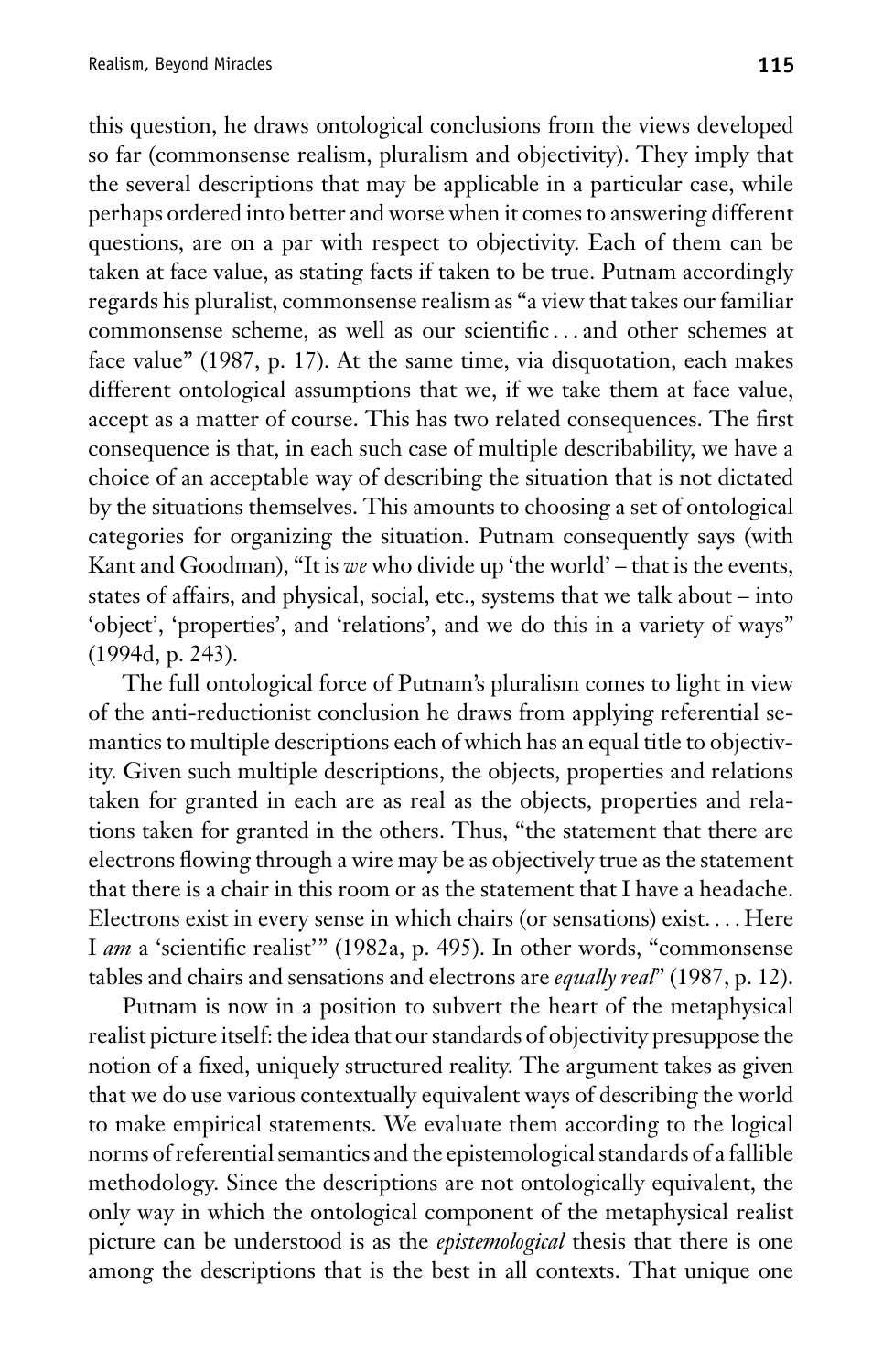this question, he draws ontological conclusions from the views developed so far (commonsense realism, pluralism and objectivity). They imply that the several descriptions that may be applicable in a particular case, while perhaps ordered into better and worse when it comes to answering different questions, are on a par with respect to objectivity. Each of them can be taken at face value, as stating facts if taken to be true. Putnam accordingly regards his pluralist, commonsense realism as "a view that takes our familiar commonsense scheme, as well as our scientific . . . and other schemes at face value" (1987, p. 17). At the same time, via disquotation, each makes different ontological assumptions that we, if we take them at face value, accept as a matter of course. This has two related consequences. The first consequence is that, in each such case of multiple describability, we have a choice of an acceptable way of describing the situation that is not dictated by the situations themselves. This amounts to choosing a set of ontological categories for organizing the situation. Putnam consequently says (with Kant and Goodman), "It is *we* who divide up 'the world' – that is the events, states of affairs, and physical, social, etc., systems that we talk about – into 'object', 'properties', and 'relations', and we do this in a variety of ways" (1994d, p. 243).

The full ontological force of Putnam's pluralism comes to light in view of the anti-reductionist conclusion he draws from applying referential semantics to multiple descriptions each of which has an equal title to objectivity. Given such multiple descriptions, the objects, properties and relations taken for granted in each are as real as the objects, properties and relations taken for granted in the others. Thus, "the statement that there are electrons flowing through a wire may be as objectively true as the statement that there is a chair in this room or as the statement that I have a headache. Electrons exist in every sense in which chairs (or sensations) exist. . . . Here I *am* a 'scientific realist'" (1982a, p. 495). In other words, "commonsense tables and chairs and sensations and electrons are *equally real*" (1987, p. 12).

Putnam is now in a position to subvert the heart of the metaphysical realist picture itself: the idea that our standards of objectivity presuppose the notion of a fixed, uniquely structured reality. The argument takes as given that we do use various contextually equivalent ways of describing the world to make empirical statements. We evaluate them according to the logical norms of referential semantics and the epistemological standards of a fallible methodology. Since the descriptions are not ontologically equivalent, the only way in which the ontological component of the metaphysical realist picture can be understood is as the *epistemological* thesis that there is one among the descriptions that is the best in all contexts. That unique one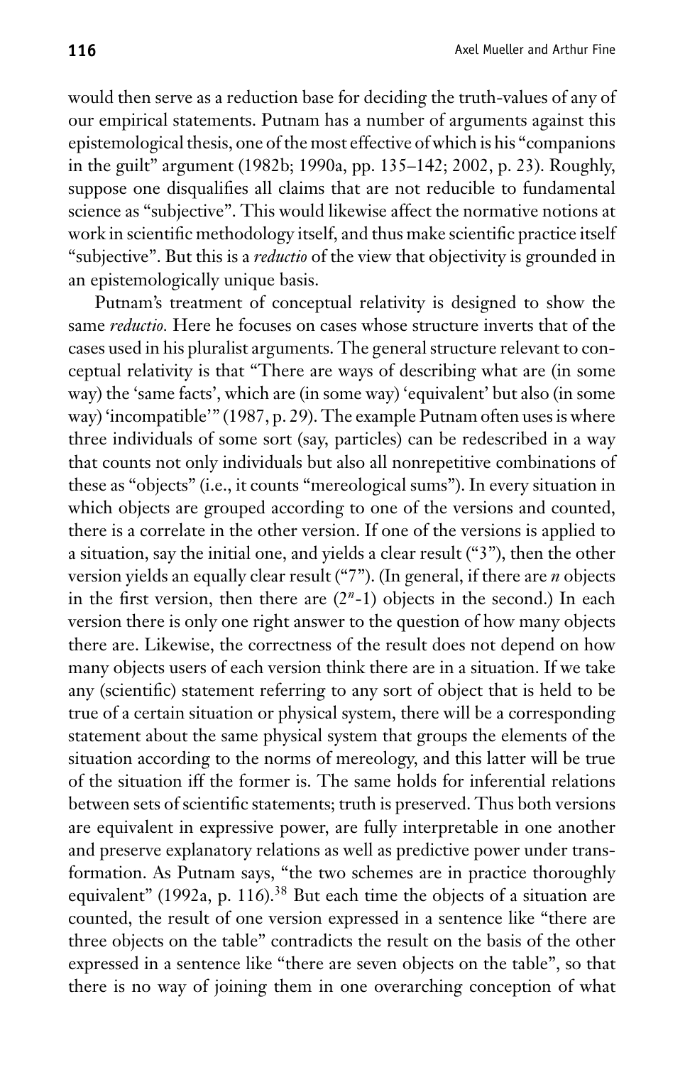would then serve as a reduction base for deciding the truth-values of any of our empirical statements. Putnam has a number of arguments against this epistemological thesis, one of the most effective of which is his "companions in the guilt" argument (1982b; 1990a, pp. 135–142; 2002, p. 23). Roughly, suppose one disqualifies all claims that are not reducible to fundamental science as "subjective". This would likewise affect the normative notions at work in scientific methodology itself, and thus make scientific practice itself "subjective". But this is a *reductio* of the view that objectivity is grounded in an epistemologically unique basis.

Putnam's treatment of conceptual relativity is designed to show the same *reductio*. Here he focuses on cases whose structure inverts that of the cases used in his pluralist arguments. The general structure relevant to conceptual relativity is that "There are ways of describing what are (in some way) the 'same facts', which are (in some way) 'equivalent' but also (in some way) 'incompatible'" (1987, p. 29). The example Putnam often uses is where three individuals of some sort (say, particles) can be redescribed in a way that counts not only individuals but also all nonrepetitive combinations of these as "objects" (i.e., it counts "mereological sums"). In every situation in which objects are grouped according to one of the versions and counted, there is a correlate in the other version. If one of the versions is applied to a situation, say the initial one, and yields a clear result ("3"), then the other version yields an equally clear result ("7"). (In general, if there are $n$ objects in the first version, then there are $(2^n\text{-}1)$ objects in the second.) In each version there is only one right answer to the question of how many objects there are. Likewise, the correctness of the result does not depend on how many objects users of each version think there are in a situation. If we take any (scientific) statement referring to any sort of object that is held to be true of a certain situation or physical system, there will be a corresponding statement about the same physical system that groups the elements of the situation according to the norms of mereology, and this latter will be true of the situation iff the former is. The same holds for inferential relations between sets of scientific statements; truth is preserved. Thus both versions are equivalent in expressive power, are fully interpretable in one another and preserve explanatory relations as well as predictive power under transformation. As Putnam says, "the two schemes are in practice thoroughly equivalent" (1992a, p. 116).[38] But each time the objects of a situation are counted, the result of one version expressed in a sentence like "there are three objects on the table" contradicts the result on the basis of the other expressed in a sentence like "there are seven objects on the table", so that there is no way of joining them in one overarching conception of what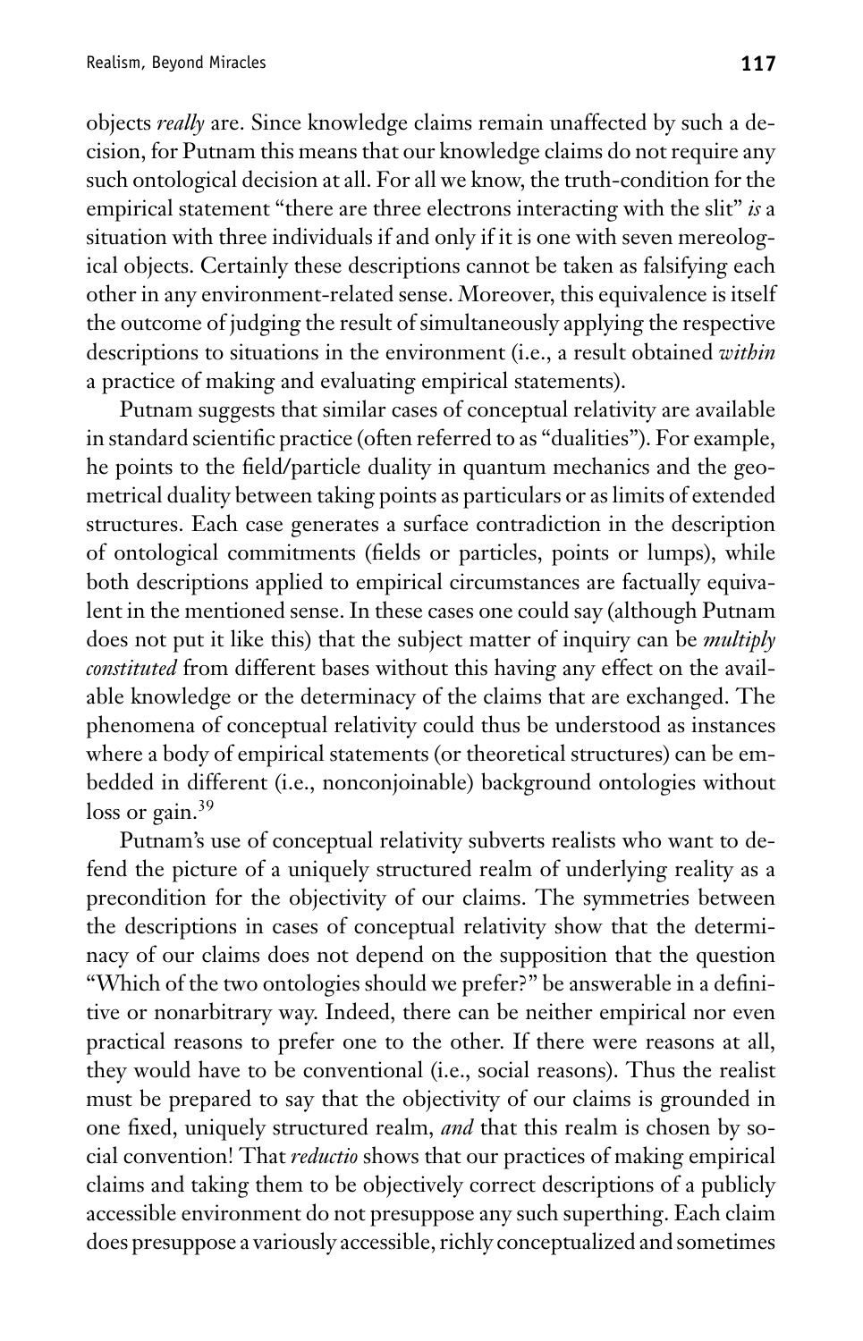objects *really* are. Since knowledge claims remain unaffected by such a decision, for Putnam this means that our knowledge claims do not require any such ontological decision at all. For all we know, the truth-condition for the empirical statement "there are three electrons interacting with the slit" *is* a situation with three individuals if and only if it is one with seven mereological objects. Certainly these descriptions cannot be taken as falsifying each other in any environment-related sense. Moreover, this equivalence is itself the outcome of judging the result of simultaneously applying the respective descriptions to situations in the environment (i.e., a result obtained *within* a practice of making and evaluating empirical statements).

Putnam suggests that similar cases of conceptual relativity are available in standard scientific practice (often referred to as "dualities"). For example, he points to the field/particle duality in quantum mechanics and the geometrical duality between taking points as particulars or as limits of extended structures. Each case generates a surface contradiction in the description of ontological commitments (fields or particles, points or lumps), while both descriptions applied to empirical circumstances are factually equivalent in the mentioned sense. In these cases one could say (although Putnam does not put it like this) that the subject matter of inquiry can be *multiply constituted* from different bases without this having any effect on the available knowledge or the determinacy of the claims that are exchanged. The phenomena of conceptual relativity could thus be understood as instances where a body of empirical statements (or theoretical structures) can be embedded in different (i.e., nonconjoinable) background ontologies without loss or gain.[39]

Putnam's use of conceptual relativity subverts realists who want to defend the picture of a uniquely structured realm of underlying reality as a precondition for the objectivity of our claims. The symmetries between the descriptions in cases of conceptual relativity show that the determinacy of our claims does not depend on the supposition that the question "Which of the two ontologies should we prefer?" be answerable in a definitive or nonarbitrary way. Indeed, there can be neither empirical nor even practical reasons to prefer one to the other. If there were reasons at all, they would have to be conventional (i.e., social reasons). Thus the realist must be prepared to say that the objectivity of our claims is grounded in one fixed, uniquely structured realm, *and* that this realm is chosen by social convention! That *reductio* shows that our practices of making empirical claims and taking them to be objectively correct descriptions of a publicly accessible environment do not presuppose any such superthing. Each claim does presuppose a variously accessible, richly conceptualized and sometimes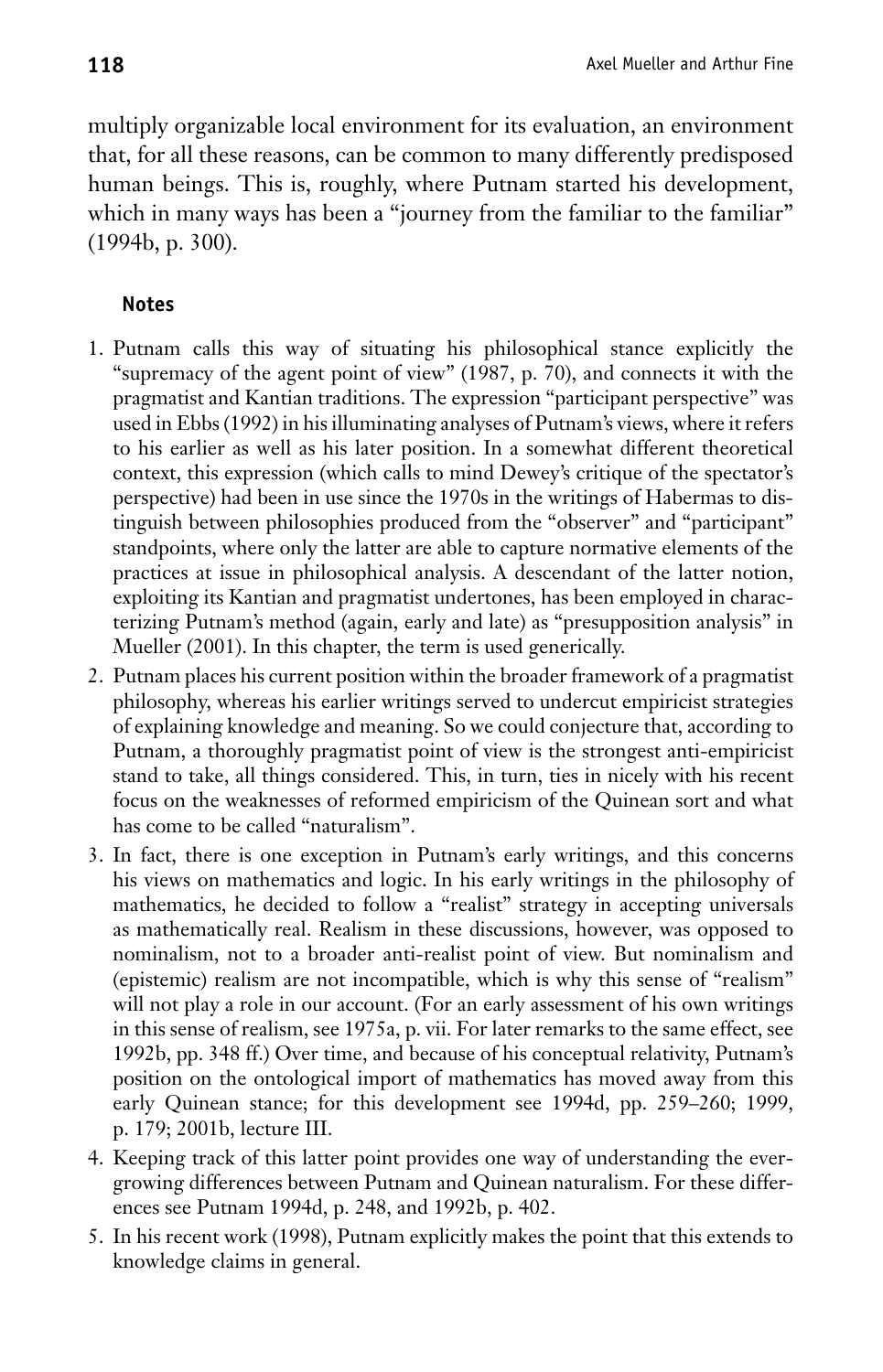multiply organizable local environment for its evaluation, an environment that, for all these reasons, can be common to many differently predisposed human beings. This is, roughly, where Putnam started his development, which in many ways has been a "journey from the familiar to the familiar" (1994b, p. 300).

## Notes

1. Putnam calls this way of situating his philosophical stance explicitly the "supremacy of the agent point of view" (1987, p. 70), and connects it with the pragmatist and Kantian traditions. The expression "participant perspective" was used in Ebbs (1992) in his illuminating analyses of Putnam's views, where it refers to his earlier as well as his later position. In a somewhat different theoretical context, this expression (which calls to mind Dewey's critique of the spectator's perspective) had been in use since the 1970s in the writings of Habermas to distinguish between philosophies produced from the "observer" and "participant" standpoints, where only the latter are able to capture normative elements of the practices at issue in philosophical analysis. A descendant of the latter notion, exploiting its Kantian and pragmatist undertones, has been employed in characterizing Putnam's method (again, early and late) as "presupposition analysis" in Mueller (2001). In this chapter, the term is used generically.
2. Putnam places his current position within the broader framework of a pragmatist philosophy, whereas his earlier writings served to undercut empiricist strategies of explaining knowledge and meaning. So we could conjecture that, according to Putnam, a thoroughly pragmatist point of view is the strongest anti-empiricist stand to take, all things considered. This, in turn, ties in nicely with his recent focus on the weaknesses of reformed empiricism of the Quinean sort and what has come to be called "naturalism".
3. In fact, there is one exception in Putnam's early writings, and this concerns his views on mathematics and logic. In his early writings in the philosophy of mathematics, he decided to follow a "realist" strategy in accepting universals as mathematically real. Realism in these discussions, however, was opposed to nominalism, not to a broader anti-realist point of view. But nominalism and (epistemic) realism are not incompatible, which is why this sense of "realism" will not play a role in our account. (For an early assessment of his own writings in this sense of realism, see 1975a, p. vii. For later remarks to the same effect, see 1992b, pp. 348 ff.) Over time, and because of his conceptual relativity, Putnam's position on the ontological import of mathematics has moved away from this early Quinean stance; for this development see 1994d, pp. 259–260; 1999, p. 179; 2001b, lecture III.
4. Keeping track of this latter point provides one way of understanding the ever-growing differences between Putnam and Quinean naturalism. For these differences see Putnam 1994d, p. 248, and 1992b, p. 402.
5. In his recent work (1998), Putnam explicitly makes the point that this extends to knowledge claims in general.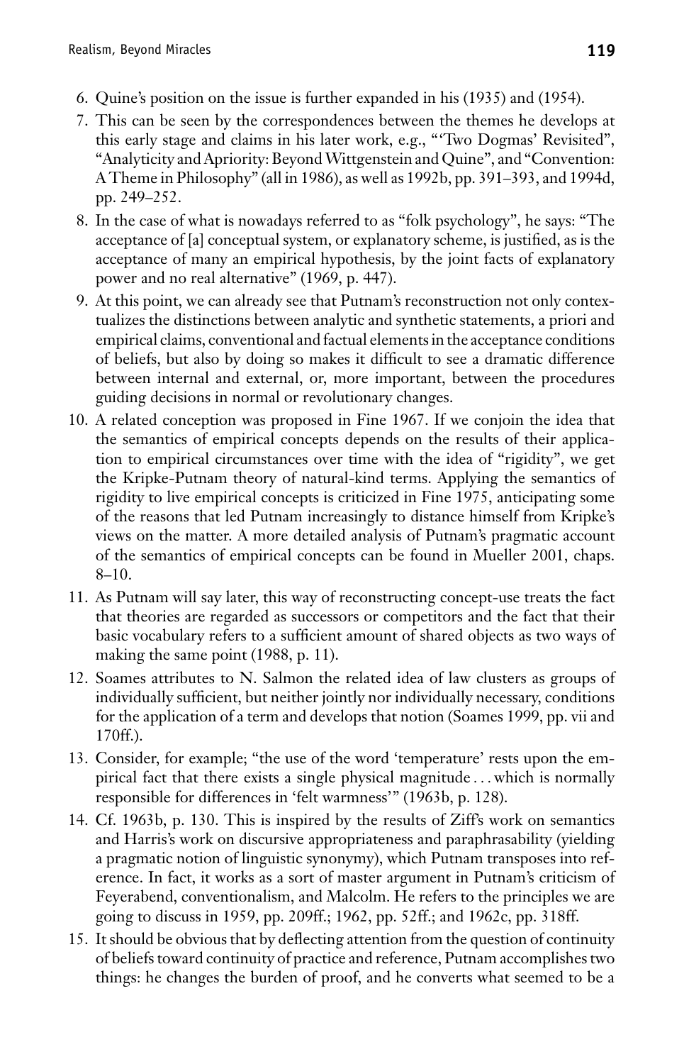6. Quine's position on the issue is further expanded in his (1935) and (1954).
7. This can be seen by the correspondences between the themes he develops at this early stage and claims in his later work, e.g., "'Two Dogmas' Revisited", "Analyticity and Apriority: Beyond Wittgenstein and Quine", and "Convention: A Theme in Philosophy" (all in 1986), as well as 1992b, pp. 391–393, and 1994d, pp. 249–252.
8. In the case of what is nowadays referred to as "folk psychology", he says: "The acceptance of [a] conceptual system, or explanatory scheme, is justified, as is the acceptance of many an empirical hypothesis, by the joint facts of explanatory power and no real alternative" (1969, p. 447).
9. At this point, we can already see that Putnam's reconstruction not only contextualizes the distinctions between analytic and synthetic statements, a priori and empirical claims, conventional and factual elements in the acceptance conditions of beliefs, but also by doing so makes it difficult to see a dramatic difference between internal and external, or, more important, between the procedures guiding decisions in normal or revolutionary changes.
10. A related conception was proposed in Fine 1967. If we conjoin the idea that the semantics of empirical concepts depends on the results of their application to empirical circumstances over time with the idea of "rigidity", we get the Kripke-Putnam theory of natural-kind terms. Applying the semantics of rigidity to live empirical concepts is criticized in Fine 1975, anticipating some of the reasons that led Putnam increasingly to distance himself from Kripke's views on the matter. A more detailed analysis of Putnam's pragmatic account of the semantics of empirical concepts can be found in Mueller 2001, chaps. 8–10.
11. As Putnam will say later, this way of reconstructing concept-use treats the fact that theories are regarded as successors or competitors and the fact that their basic vocabulary refers to a sufficient amount of shared objects as two ways of making the same point (1988, p. 11).
12. Soames attributes to N. Salmon the related idea of law clusters as groups of individually sufficient, but neither jointly nor individually necessary, conditions for the application of a term and develops that notion (Soames 1999, pp. vii and 170ff.).
13. Consider, for example; "the use of the word 'temperature' rests upon the empirical fact that there exists a single physical magnitude . . . which is normally responsible for differences in 'felt warmness'" (1963b, p. 128).
14. Cf. 1963b, p. 130. This is inspired by the results of Ziff's work on semantics and Harris's work on discursive appropriateness and paraphrasability (yielding a pragmatic notion of linguistic synonymy), which Putnam transposes into reference. In fact, it works as a sort of master argument in Putnam's criticism of Feyerabend, conventionalism, and Malcolm. He refers to the principles we are going to discuss in 1959, pp. 209ff.; 1962, pp. 52ff.; and 1962c, pp. 318ff.
15. It should be obvious that by deflecting attention from the question of continuity of beliefs toward continuity of practice and reference, Putnam accomplishes two things: he changes the burden of proof, and he converts what seemed to be a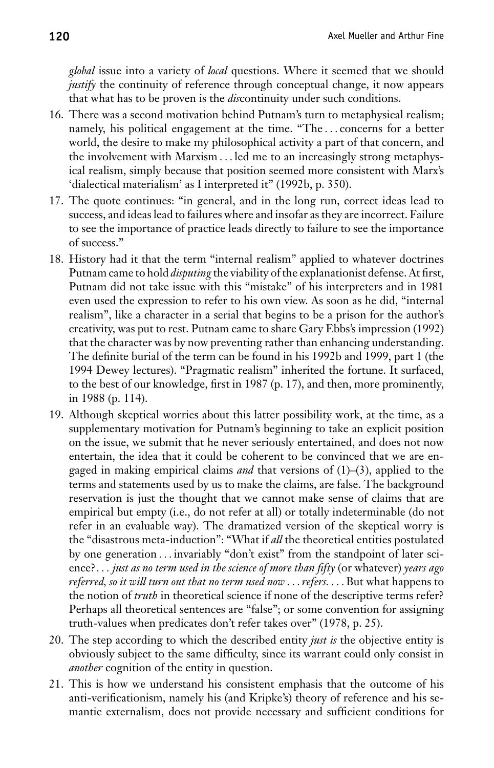*global* issue into a variety of *local* questions. Where it seemed that we should *justify* the continuity of reference through conceptual change, it now appears that what has to be proven is the *dis*continuity under such conditions.

16. There was a second motivation behind Putnam's turn to metaphysical realism; namely, his political engagement at the time. "The . . . concerns for a better world, the desire to make my philosophical activity a part of that concern, and the involvement with Marxism . . . led me to an increasingly strong metaphysical realism, simply because that position seemed more consistent with Marx's 'dialectical materialism' as I interpreted it" (1992b, p. 350).
17. The quote continues: "in general, and in the long run, correct ideas lead to success, and ideas lead to failures where and insofar as they are incorrect. Failure to see the importance of practice leads directly to failure to see the importance of success."
18. History had it that the term "internal realism" applied to whatever doctrines Putnam came to hold *disputing* the viability of the explanationist defense. At first, Putnam did not take issue with this "mistake" of his interpreters and in 1981 even used the expression to refer to his own view. As soon as he did, "internal realism", like a character in a serial that begins to be a prison for the author's creativity, was put to rest. Putnam came to share Gary Ebbs's impression (1992) that the character was by now preventing rather than enhancing understanding. The definite burial of the term can be found in his 1992b and 1999, part 1 (the 1994 Dewey lectures). "Pragmatic realism" inherited the fortune. It surfaced, to the best of our knowledge, first in 1987 (p. 17), and then, more prominently, in 1988 (p. 114).
19. Although skeptical worries about this latter possibility work, at the time, as a supplementary motivation for Putnam's beginning to take an explicit position on the issue, we submit that he never seriously entertained, and does not now entertain, the idea that it could be coherent to be convinced that we are engaged in making empirical claims *and* that versions of (1)–(3), applied to the terms and statements used by us to make the claims, are false. The background reservation is just the thought that we cannot make sense of claims that are empirical but empty (i.e., do not refer at all) or totally indeterminable (do not refer in an evaluable way). The dramatized version of the skeptical worry is the "disastrous meta-induction": "What if *all* the theoretical entities postulated by one generation . . . invariably "don't exist" from the standpoint of later science? . . . *just as no term used in the science of more than fifty* (or whatever) *years ago referred, so it will turn out that no term used now . . . refers.* . . . But what happens to the notion of *truth* in theoretical science if none of the descriptive terms refer? Perhaps all theoretical sentences are "false"; or some convention for assigning truth-values when predicates don't refer takes over" (1978, p. 25).
20. The step according to which the described entity *just is* the objective entity is obviously subject to the same difficulty, since its warrant could only consist in *another* cognition of the entity in question.
21. This is how we understand his consistent emphasis that the outcome of his anti-verificationism, namely his (and Kripke's) theory of reference and his semantic externalism, does not provide necessary and sufficient conditions for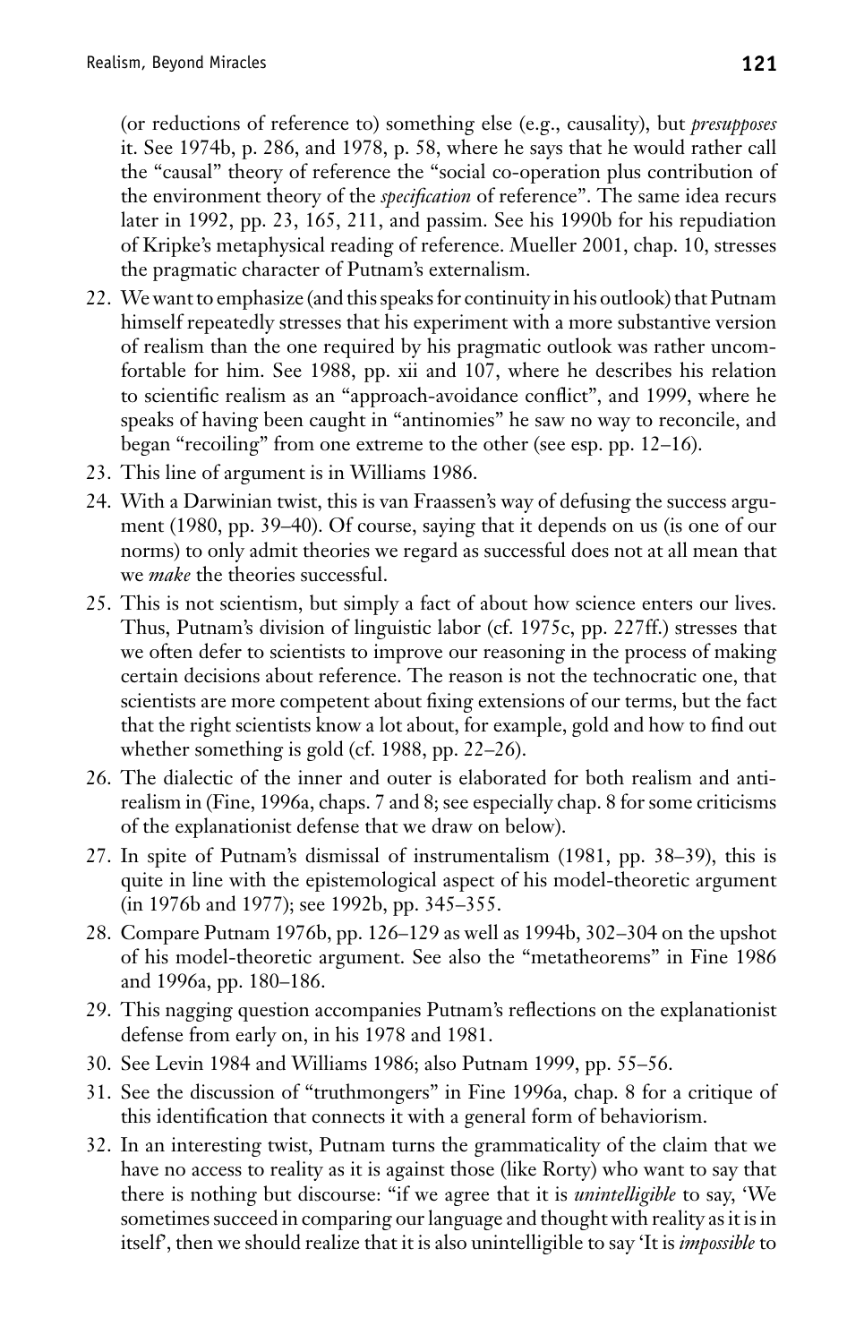(or reductions of reference to) something else (e.g., causality), but *presupposes* it. See 1974b, p. 286, and 1978, p. 58, where he says that he would rather call the "causal" theory of reference the "social co-operation plus contribution of the environment theory of the *specification* of reference". The same idea recurs later in 1992, pp. 23, 165, 211, and passim. See his 1990b for his repudiation of Kripke's metaphysical reading of reference. Mueller 2001, chap. 10, stresses the pragmatic character of Putnam's externalism.

22. We want to emphasize (and this speaks for continuity in his outlook) that Putnam himself repeatedly stresses that his experiment with a more substantive version of realism than the one required by his pragmatic outlook was rather uncomfortable for him. See 1988, pp. xii and 107, where he describes his relation to scientific realism as an "approach-avoidance conflict", and 1999, where he speaks of having been caught in "antinomies" he saw no way to reconcile, and began "recoiling" from one extreme to the other (see esp. pp. 12–16).
23. This line of argument is in Williams 1986.
24. With a Darwinian twist, this is van Fraassen's way of defusing the success argument (1980, pp. 39–40). Of course, saying that it depends on us (is one of our norms) to only admit theories we regard as successful does not at all mean that we *make* the theories successful.
25. This is not scientism, but simply a fact of about how science enters our lives. Thus, Putnam's division of linguistic labor (cf. 1975c, pp. 227ff.) stresses that we often defer to scientists to improve our reasoning in the process of making certain decisions about reference. The reason is not the technocratic one, that scientists are more competent about fixing extensions of our terms, but the fact that the right scientists know a lot about, for example, gold and how to find out whether something is gold (cf. 1988, pp. 22–26).
26. The dialectic of the inner and outer is elaborated for both realism and antirealism in (Fine, 1996a, chaps. 7 and 8; see especially chap. 8 for some criticisms of the explanationist defense that we draw on below).
27. In spite of Putnam's dismissal of instrumentalism (1981, pp. 38–39), this is quite in line with the epistemological aspect of his model-theoretic argument (in 1976b and 1977); see 1992b, pp. 345–355.
28. Compare Putnam 1976b, pp. 126–129 as well as 1994b, 302–304 on the upshot of his model-theoretic argument. See also the "metatheorems" in Fine 1986 and 1996a, pp. 180–186.
29. This nagging question accompanies Putnam's reflections on the explanationist defense from early on, in his 1978 and 1981.
30. See Levin 1984 and Williams 1986; also Putnam 1999, pp. 55–56.
31. See the discussion of "truthmongers" in Fine 1996a, chap. 8 for a critique of this identification that connects it with a general form of behaviorism.
32. In an interesting twist, Putnam turns the grammaticality of the claim that we have no access to reality as it is against those (like Rorty) who want to say that there is nothing but discourse: "if we agree that it is *unintelligible* to say, 'We sometimes succeed in comparing our language and thought with reality as it is in itself', then we should realize that it is also unintelligible to say 'It is *impossible* to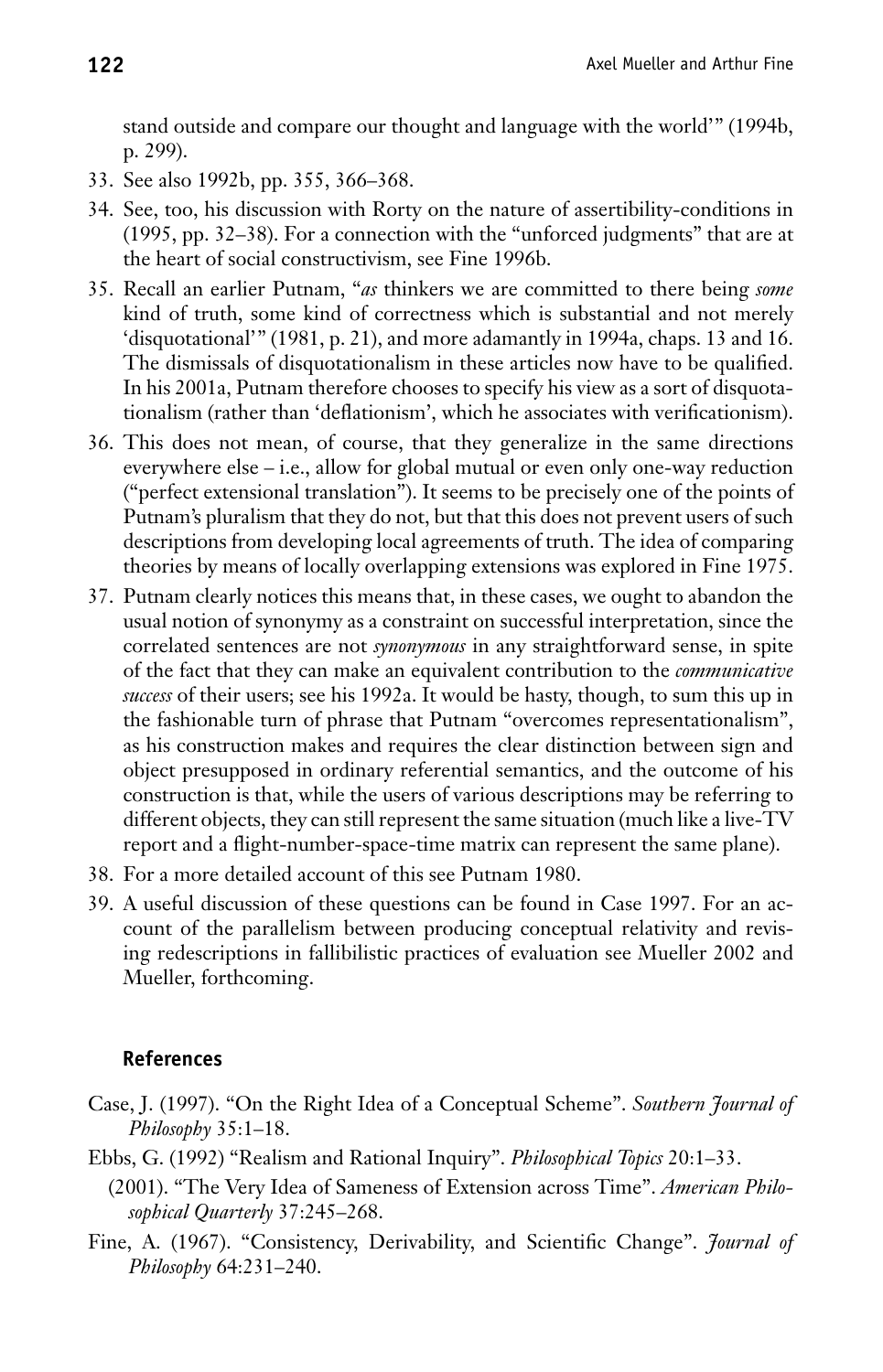stand outside and compare our thought and language with the world'" (1994b, p. 299).

33. See also 1992b, pp. 355, 366–368.
34. See, too, his discussion with Rorty on the nature of assertibility-conditions in (1995, pp. 32–38). For a connection with the "unforced judgments" that are at the heart of social constructivism, see Fine 1996b.
35. Recall an earlier Putnam, "*as* thinkers we are committed to there being *some* kind of truth, some kind of correctness which is substantial and not merely 'disquotational'" (1981, p. 21), and more adamantly in 1994a, chaps. 13 and 16. The dismissals of disquotationalism in these articles now have to be qualified. In his 2001a, Putnam therefore chooses to specify his view as a sort of disquotationalism (rather than 'deflationism', which he associates with verificationism).
36. This does not mean, of course, that they generalize in the same directions everywhere else – i.e., allow for global mutual or even only one-way reduction ("perfect extensional translation"). It seems to be precisely one of the points of Putnam's pluralism that they do not, but that this does not prevent users of such descriptions from developing local agreements of truth. The idea of comparing theories by means of locally overlapping extensions was explored in Fine 1975.
37. Putnam clearly notices this means that, in these cases, we ought to abandon the usual notion of synonymy as a constraint on successful interpretation, since the correlated sentences are not *synonymous* in any straightforward sense, in spite of the fact that they can make an equivalent contribution to the *communicative success* of their users; see his 1992a. It would be hasty, though, to sum this up in the fashionable turn of phrase that Putnam "overcomes representationalism", as his construction makes and requires the clear distinction between sign and object presupposed in ordinary referential semantics, and the outcome of his construction is that, while the users of various descriptions may be referring to different objects, they can still represent the same situation (much like a live-TV report and a flight-number-space-time matrix can represent the same plane).
38. For a more detailed account of this see Putnam 1980.
39. A useful discussion of these questions can be found in Case 1997. For an account of the parallelism between producing conceptual relativity and revising redescriptions in fallibilistic practices of evaluation see Mueller 2002 and Mueller, forthcoming.

## References

Case, J. (1997). "On the Right Idea of a Conceptual Scheme". *Southern Journal of Philosophy* 35:1–18.

Ebbs, G. (1992) "Realism and Rational Inquiry". *Philosophical Topics* 20:1–33.

(2001). "The Very Idea of Sameness of Extension across Time". *American Philosophical Quarterly* 37:245–268.

Fine, A. (1967). "Consistency, Derivability, and Scientific Change". *Journal of Philosophy* 64:231–240.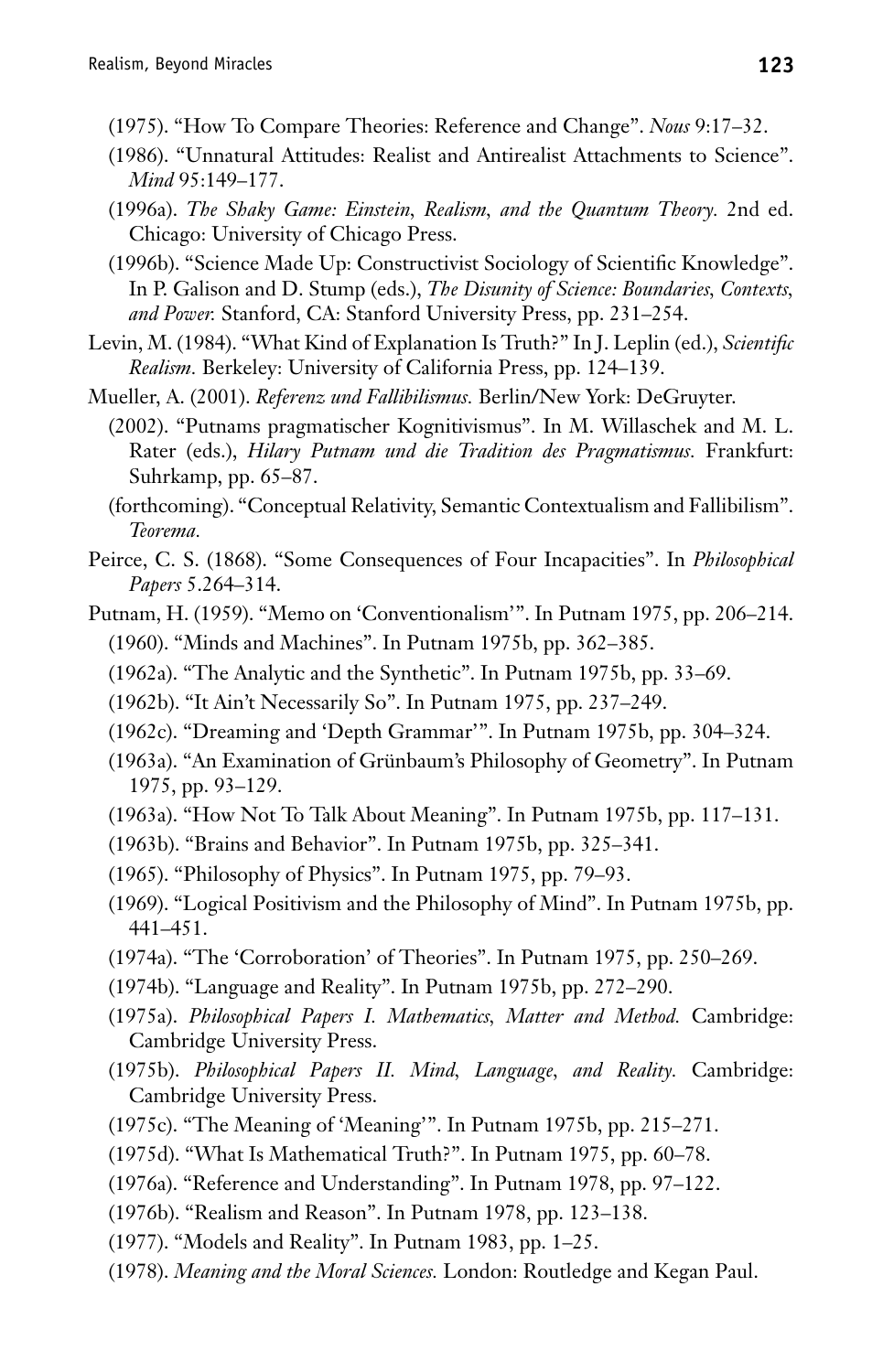(1975). "How To Compare Theories: Reference and Change". *Nous* 9:17–32.

(1986). "Unnatural Attitudes: Realist and Antirealist Attachments to Science". *Mind* 95:149–177.

(1996a). *The Shaky Game: Einstein, Realism, and the Quantum Theory.* 2nd ed. Chicago: University of Chicago Press.

(1996b). "Science Made Up: Constructivist Sociology of Scientific Knowledge". In P. Galison and D. Stump (eds.), *The Disunity of Science: Boundaries, Contexts, and Power.* Stanford, CA: Stanford University Press, pp. 231–254.

Levin, M. (1984). "What Kind of Explanation Is Truth?" In J. Leplin (ed.), *Scientific Realism.* Berkeley: University of California Press, pp. 124–139.

Mueller, A. (2001). *Referenz und Fallibilismus.* Berlin/New York: DeGruyter.

(2002). "Putnams pragmatischer Kognitivismus". In M. Willaschek and M. L. Rater (eds.), *Hilary Putnam und die Tradition des Pragmatismus.* Frankfurt: Suhrkamp, pp. 65–87.

(forthcoming). "Conceptual Relativity, Semantic Contextualism and Fallibilism". *Teorema.*

Peirce, C. S. (1868). "Some Consequences of Four Incapacities". In *Philosophical Papers* 5.264–314.

Putnam, H. (1959). "Memo on 'Conventionalism'". In Putnam 1975, pp. 206–214.

(1960). "Minds and Machines". In Putnam 1975b, pp. 362–385.

(1962a). "The Analytic and the Synthetic". In Putnam 1975b, pp. 33–69.

(1962b). "It Ain't Necessarily So". In Putnam 1975, pp. 237–249.

(1962c). "Dreaming and 'Depth Grammar'". In Putnam 1975b, pp. 304–324.

(1963a). "An Examination of Grünbaum's Philosophy of Geometry". In Putnam 1975, pp. 93–129.

(1963a). "How Not To Talk About Meaning". In Putnam 1975b, pp. 117–131.

(1963b). "Brains and Behavior". In Putnam 1975b, pp. 325–341.

(1965). "Philosophy of Physics". In Putnam 1975, pp. 79–93.

(1969). "Logical Positivism and the Philosophy of Mind". In Putnam 1975b, pp. 441–451.

(1974a). "The 'Corroboration' of Theories". In Putnam 1975, pp. 250–269.

(1974b). "Language and Reality". In Putnam 1975b, pp. 272–290.

(1975a). *Philosophical Papers I. Mathematics, Matter and Method.* Cambridge: Cambridge University Press.

(1975b). *Philosophical Papers II. Mind, Language, and Reality.* Cambridge: Cambridge University Press.

(1975c). "The Meaning of 'Meaning'". In Putnam 1975b, pp. 215–271.

(1975d). "What Is Mathematical Truth?". In Putnam 1975, pp. 60–78.

(1976a). "Reference and Understanding". In Putnam 1978, pp. 97–122.

(1976b). "Realism and Reason". In Putnam 1978, pp. 123–138.

(1977). "Models and Reality". In Putnam 1983, pp. 1–25.

(1978). *Meaning and the Moral Sciences.* London: Routledge and Kegan Paul.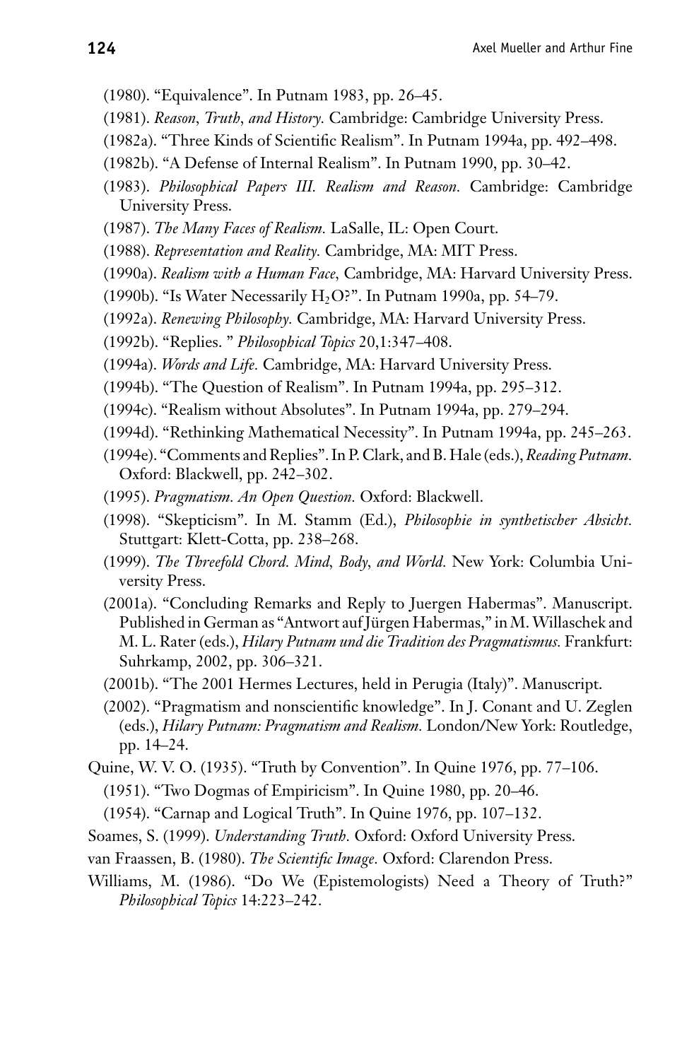(1980). "Equivalence". In Putnam 1983, pp. 26–45.

(1981). *Reason, Truth, and History.* Cambridge: Cambridge University Press.

(1982a). "Three Kinds of Scientific Realism". In Putnam 1994a, pp. 492–498.

(1982b). "A Defense of Internal Realism". In Putnam 1990, pp. 30–42.

(1983). *Philosophical Papers III. Realism and Reason.* Cambridge: Cambridge University Press.

(1987). *The Many Faces of Realism.* LaSalle, IL: Open Court.

(1988). *Representation and Reality.* Cambridge, MA: MIT Press.

(1990a). *Realism with a Human Face*, Cambridge, MA: Harvard University Press.

(1990b). "Is Water Necessarily $H_2O$?". In Putnam 1990a, pp. 54–79.

(1992a). *Renewing Philosophy.* Cambridge, MA: Harvard University Press.

(1992b). "Replies. " *Philosophical Topics* 20,1:347–408.

(1994a). *Words and Life.* Cambridge, MA: Harvard University Press.

(1994b). "The Question of Realism". In Putnam 1994a, pp. 295–312.

(1994c). "Realism without Absolutes". In Putnam 1994a, pp. 279–294.

(1994d). "Rethinking Mathematical Necessity". In Putnam 1994a, pp. 245–263.

(1994e). "Comments and Replies". In P. Clark, and B. Hale (eds.), *Reading Putnam.* Oxford: Blackwell, pp. 242–302.

(1995). *Pragmatism. An Open Question.* Oxford: Blackwell.

(1998). "Skepticism". In M. Stamm (Ed.), *Philosophie in synthetischer Absicht.* Stuttgart: Klett-Cotta, pp. 238–268.

(1999). *The Threefold Chord. Mind, Body, and World.* New York: Columbia University Press.

(2001a). "Concluding Remarks and Reply to Juergen Habermas". Manuscript. Published in German as "Antwort auf Jürgen Habermas," in M. Willaschek and M. L. Rater (eds.), *Hilary Putnam und die Tradition des Pragmatismus.* Frankfurt: Suhrkamp, 2002, pp. 306–321.

(2001b). "The 2001 Hermes Lectures, held in Perugia (Italy)". Manuscript.

(2002). "Pragmatism and nonscientific knowledge". In J. Conant and U. Zeglen (eds.), *Hilary Putnam: Pragmatism and Realism.* London/New York: Routledge, pp. 14–24.

Quine, W. V. O. (1935). "Truth by Convention". In Quine 1976, pp. 77–106.

(1951). "Two Dogmas of Empiricism". In Quine 1980, pp. 20–46.

(1954). "Carnap and Logical Truth". In Quine 1976, pp. 107–132.

Soames, S. (1999). *Understanding Truth.* Oxford: Oxford University Press.

van Fraassen, B. (1980). *The Scientific Image.* Oxford: Clarendon Press.

Williams, M. (1986). "Do We (Epistemologists) Need a Theory of Truth?" *Philosophical Topics* 14:223–242.